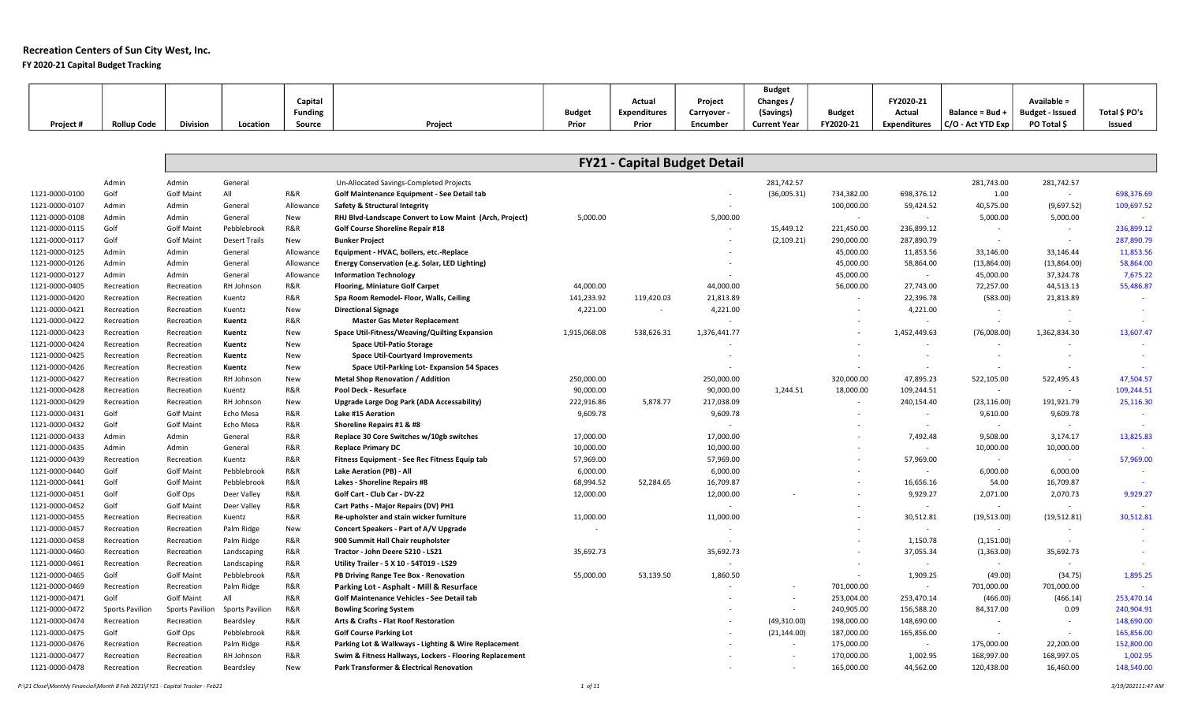# Recreation Centers of Sun City West, Inc.

**FY 2020-21 Capital Budget Tracking**

| Project # | Rollup Code | Division | Location | Capital Funding Source | Project | Budget Prior | Actual Expenditures Prior | Project Carryover - Encumber | Budget Changes / (Savings) Current Year | Budget FY2020-21 | FY2020-21 Actual Expenditures | Balance = Bud + C/O - Act YTD Exp | Available = Budget - Issued PO Total $ | Total $ PO's Issued |
|---|---|---|---|---|---|---|---|---|---|---|---|---|---|---|
| | | | | | **FY21 - Capital Budget Detail** | | | | | | | | | |
| | Admin | Admin | General | | Un-Allocated Savings-Completed Projects | | | | 281,742.57 | | | 281,743.00 | 281,742.57 | |
| 1121-0000-0100 | Golf | Golf Maint | All | R&R | **Golf Maintenance Equipment - See Detail tab** | | | - | (36,005.31) | 734,382.00 | 698,376.12 | 1.00 | - | 698,376.69 |
| 1121-0000-0107 | Admin | Admin | General | Allowance | **Safety & Structural Integrity** | | | - | | 100,000.00 | 59,424.52 | 40,575.00 | (9,697.52) | 109,697.52 |
| 1121-0000-0108 | Admin | Admin | General | New | **RHJ Blvd-Landscape Convert to Low Maint (Arch, Project)** | 5,000.00 | | 5,000.00 | | - | - | 5,000.00 | 5,000.00 | - |
| 1121-0000-0115 | Golf | Golf Maint | Pebblebrook | R&R | **Golf Course Shoreline Repair #18** | | | - | 15,449.12 | 221,450.00 | 236,899.12 | - | - | 236,899.12 |
| 1121-0000-0117 | Golf | Golf Maint | Desert Trails | New | **Bunker Project** | | | - | (2,109.21) | 290,000.00 | 287,890.79 | - | - | 287,890.79 |
| 1121-0000-0125 | Admin | Admin | General | Allowance | **Equipment - HVAC, boilers, etc.-Replace** | | | - | | 45,000.00 | 11,853.56 | 33,146.00 | 33,146.44 | 11,853.56 |
| 1121-0000-0126 | Admin | Admin | General | Allowance | **Energy Conservation (e.g. Solar, LED Lighting)** | | | - | | 45,000.00 | 58,864.00 | (13,864.00) | (13,864.00) | 58,864.00 |
| 1121-0000-0127 | Admin | Admin | General | Allowance | **Information Technology** | | | - | | 45,000.00 | - | 45,000.00 | 37,324.78 | 7,675.22 |
| 1121-0000-0405 | Recreation | Recreation | RH Johnson | R&R | **Flooring, Miniature Golf Carpet** | 44,000.00 | | 44,000.00 | | 56,000.00 | 27,743.00 | 72,257.00 | 44,513.13 | 55,486.87 |
| 1121-0000-0420 | Recreation | Recreation | Kuentz | R&R | **Spa Room Remodel- Floor, Walls, Ceiling** | 141,233.92 | 119,420.03 | 21,813.89 | | - | 22,396.78 | (583.00) | 21,813.89 | - |
| 1121-0000-0421 | Recreation | Recreation | Kuentz | New | **Directional Signage** | 4,221.00 | - | 4,221.00 | | - | 4,221.00 | - | - | - |
| 1121-0000-0422 | Recreation | Recreation | **Kuentz** | R&R | **Master Gas Meter Replacement** | | | - | | - | - | - | - | - |
| 1121-0000-0423 | Recreation | Recreation | **Kuentz** | New | **Space Util-Fitness/Weaving/Quilting Expansion** | 1,915,068.08 | 538,626.31 | 1,376,441.77 | | - | 1,452,449.63 | (76,008.00) | 1,362,834.30 | 13,607.47 |
| 1121-0000-0424 | Recreation | Recreation | **Kuentz** | New | **Space Util-Patio Storage** | | | - | | - | - | - | - | - |
| 1121-0000-0425 | Recreation | Recreation | **Kuentz** | New | **Space Util-Courtyard Improvements** | | | - | | - | - | - | - | - |
| 1121-0000-0426 | Recreation | Recreation | **Kuentz** | New | **Space Util-Parking Lot- Expansion 54 Spaces** | | | - | | - | - | - | - | - |
| 1121-0000-0427 | Recreation | Recreation | RH Johnson | New | **Metal Shop Renovation / Addition** | 250,000.00 | | 250,000.00 | | 320,000.00 | 47,895.23 | 522,105.00 | 522,495.43 | 47,504.57 |
| 1121-0000-0428 | Recreation | Recreation | Kuentz | R&R | **Pool Deck - Resurface** | 90,000.00 | | 90,000.00 | 1,244.51 | 18,000.00 | 109,244.51 | - | - | 109,244.51 |
| 1121-0000-0429 | Recreation | Recreation | RH Johnson | New | **Upgrade Large Dog Park (ADA Accessability)** | 222,916.86 | 5,878.77 | 217,038.09 | | - | 240,154.40 | (23,116.00) | 191,921.79 | 25,116.30 |
| 1121-0000-0431 | Golf | Golf Maint | Echo Mesa | R&R | **Lake #15 Aeration** | 9,609.78 | | 9,609.78 | | - | - | 9,610.00 | 9,609.78 | - |
| 1121-0000-0432 | Golf | Golf Maint | Echo Mesa | R&R | **Shoreline Repairs #1 & #8** | | | - | | - | - | - | - | - |
| 1121-0000-0433 | Admin | Admin | General | R&R | **Replace 30 Core Switches w/10gb switches** | 17,000.00 | | 17,000.00 | | - | 7,492.48 | 9,508.00 | 3,174.17 | 13,825.83 |
| 1121-0000-0435 | Admin | Admin | General | R&R | **Replace Primary DC** | 10,000.00 | | 10,000.00 | | - | - | 10,000.00 | 10,000.00 | - |
| 1121-0000-0439 | Recreation | Recreation | Kuentz | R&R | **Fitness Equipment - See Rec Fitness Equip tab** | 57,969.00 | | 57,969.00 | | - | 57,969.00 | - | - | 57,969.00 |
| 1121-0000-0440 | Golf | Golf Maint | Pebblebrook | R&R | **Lake Aeration (PB) - All** | 6,000.00 | | 6,000.00 | | - | - | 6,000.00 | 6,000.00 | - |
| 1121-0000-0441 | Golf | Golf Maint | Pebblebrook | R&R | **Lakes - Shoreline Repairs #8** | 68,994.52 | 52,284.65 | 16,709.87 | | - | 16,656.16 | 54.00 | 16,709.87 | - |
| 1121-0000-0451 | Golf | Golf Ops | Deer Valley | R&R | **Golf Cart - Club Car - DV-22** | 12,000.00 | | 12,000.00 | - | - | 9,929.27 | 2,071.00 | 2,070.73 | 9,929.27 |
| 1121-0000-0452 | Golf | Golf Maint | Deer Valley | R&R | **Cart Paths - Major Repairs (DV) PH1** | | | - | | - | - | - | - | - |
| 1121-0000-0455 | Recreation | Recreation | Kuentz | R&R | **Re-upholster and stain wicker furniture** | 11,000.00 | | 11,000.00 | | - | 30,512.81 | (19,513.00) | (19,512.81) | 30,512.81 |
| 1121-0000-0457 | Recreation | Recreation | Palm Ridge | New | **Concert Speakers - Part of A/V Upgrade** | - | | - | | - | - | - | - | - |
| 1121-0000-0458 | Recreation | Recreation | Palm Ridge | R&R | **900 Summit Hall Chair reupholster** | | | - | | - | 1,150.78 | (1,151.00) | - | - |
| 1121-0000-0460 | Recreation | Recreation | Landscaping | R&R | **Tractor - John Deere 5210 - LS21** | 35,692.73 | | 35,692.73 | | - | 37,055.34 | (1,363.00) | 35,692.73 | - |
| 1121-0000-0461 | Recreation | Recreation | Landscaping | R&R | **Utility Trailer - 5 X 10 - 54T019 - LS29** | | | - | | - | - | - | - | - |
| 1121-0000-0465 | Golf | Golf Maint | Pebblebrook | R&R | **PB Driving Range Tee Box - Renovation** | 55,000.00 | 53,139.50 | 1,860.50 | | - | 1,909.25 | (49.00) | (34.75) | 1,895.25 |
| 1121-0000-0469 | Recreation | Recreation | Palm Ridge | R&R | **Parking Lot - Asphalt - Mill & Resurface** | | | - | - | 701,000.00 | - | 701,000.00 | 701,000.00 | - |
| 1121-0000-0471 | Golf | Golf Maint | All | R&R | **Golf Maintenance Vehicles - See Detail tab** | | | - | - | 253,004.00 | 253,470.14 | (466.00) | (466.14) | 253,470.14 |
| 1121-0000-0472 | Sports Pavilion | Sports Pavilion | Sports Pavilion | R&R | **Bowling Scoring System** | | | - | - | 240,905.00 | 156,588.20 | 84,317.00 | 0.09 | 240,904.91 |
| 1121-0000-0474 | Recreation | Recreation | Beardsley | R&R | **Arts & Crafts - Flat Roof Restoration** | | | - | (49,310.00) | 198,000.00 | 148,690.00 | - | - | 148,690.00 |
| 1121-0000-0475 | Golf | Golf Ops | Pebblebrook | R&R | **Golf Course Parking Lot** | | | - | (21,144.00) | 187,000.00 | 165,856.00 | - | - | 165,856.00 |
| 1121-0000-0476 | Recreation | Recreation | Palm Ridge | R&R | **Parking Lot & Walkways - Lighting & Wire Replacement** | | | - | - | 175,000.00 | - | 175,000.00 | 22,200.00 | 152,800.00 |
| 1121-0000-0477 | Recreation | Recreation | RH Johnson | R&R | **Swim & Fitness Hallways, Lockers - Flooring Replacement** | | | - | - | 170,000.00 | 1,002.95 | 168,997.00 | 168,997.05 | 1,002.95 |
| 1121-0000-0478 | Recreation | Recreation | Beardsley | New | **Park Transformer & Electrical Renovation** | | | - | - | 165,000.00 | 44,562.00 | 120,438.00 | 16,460.00 | 148,540.00 |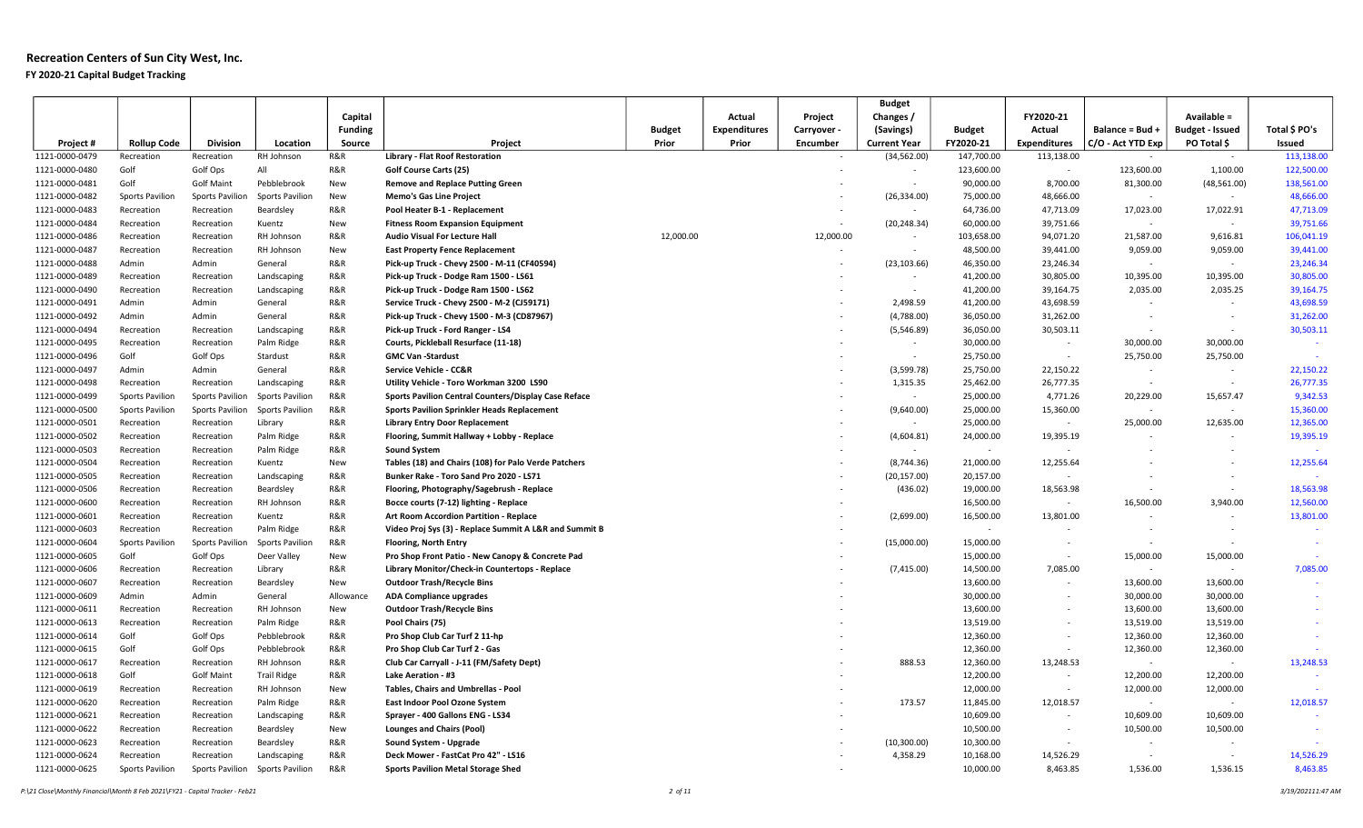# Recreation Centers of Sun City West, Inc.

**FY 2020-21 Capital Budget Tracking**

| Project # | Rollup Code | Division | Location | Capital Funding Source | Project | Budget Prior | Actual Expenditures Prior | Project Carryover - Encumber | Budget Changes / (Savings) Current Year | Budget FY2020-21 | FY2020-21 Actual Expenditures | Balance = Bud + C/O - Act YTD Exp | Available = Budget - Issued PO Total $ | Total $ PO's Issued |
|---|---|---|---|---|---|---|---|---|---|---|---|---|---|---|
| 1121-0000-0479 | Recreation | Recreation | RH Johnson | R&R | **Library - Flat Roof Restoration** | | | - | (34,562.00) | 147,700.00 | 113,138.00 | - | - | 113,138.00 |
| 1121-0000-0480 | Golf | Golf Ops | All | R&R | **Golf Course Carts (25)** | | | - | - | 123,600.00 | - | 123,600.00 | 1,100.00 | 122,500.00 |
| 1121-0000-0481 | Golf | Golf Maint | Pebblebrook | New | **Remove and Replace Putting Green** | | | - | - | 90,000.00 | 8,700.00 | 81,300.00 | (48,561.00) | 138,561.00 |
| 1121-0000-0482 | Sports Pavilion | Sports Pavilion | Sports Pavilion | New | **Memo's Gas Line Project** | | | - | (26,334.00) | 75,000.00 | 48,666.00 | - | - | 48,666.00 |
| 1121-0000-0483 | Recreation | Recreation | Beardsley | R&R | **Pool Heater B-1 - Replacement** | | | - | - | 64,736.00 | 47,713.09 | 17,023.00 | 17,022.91 | 47,713.09 |
| 1121-0000-0484 | Recreation | Recreation | Kuentz | New | **Fitness Room Expansion Equipment** | | | - | (20,248.34) | 60,000.00 | 39,751.66 | - | - | 39,751.66 |
| 1121-0000-0486 | Recreation | Recreation | RH Johnson | R&R | **Audio Visual For Lecture Hall** | 12,000.00 | | 12,000.00 | - | 103,658.00 | 94,071.20 | 21,587.00 | 9,616.81 | 106,041.19 |
| 1121-0000-0487 | Recreation | Recreation | RH Johnson | New | **East Property Fence Replacement** | | | - | - | 48,500.00 | 39,441.00 | 9,059.00 | 9,059.00 | 39,441.00 |
| 1121-0000-0488 | Admin | Admin | General | R&R | **Pick-up Truck - Chevy 2500 - M-11 (CF40594)** | | | - | (23,103.66) | 46,350.00 | 23,246.34 | - | - | 23,246.34 |
| 1121-0000-0489 | Recreation | Recreation | Landscaping | R&R | **Pick-up Truck - Dodge Ram 1500 - LS61** | | | - | - | 41,200.00 | 30,805.00 | 10,395.00 | 10,395.00 | 30,805.00 |
| 1121-0000-0490 | Recreation | Recreation | Landscaping | R&R | **Pick-up Truck - Dodge Ram 1500 - LS62** | | | - | - | 41,200.00 | 39,164.75 | 2,035.00 | 2,035.25 | 39,164.75 |
| 1121-0000-0491 | Admin | Admin | General | R&R | **Service Truck - Chevy 2500 - M-2 (CJ59171)** | | | - | 2,498.59 | 41,200.00 | 43,698.59 | - | - | 43,698.59 |
| 1121-0000-0492 | Admin | Admin | General | R&R | **Pick-up Truck - Chevy 1500 - M-3 (CD87967)** | | | - | (4,788.00) | 36,050.00 | 31,262.00 | - | - | 31,262.00 |
| 1121-0000-0494 | Recreation | Recreation | Landscaping | R&R | **Pick-up Truck - Ford Ranger - LS4** | | | - | (5,546.89) | 36,050.00 | 30,503.11 | - | - | 30,503.11 |
| 1121-0000-0495 | Recreation | Recreation | Palm Ridge | R&R | **Courts, Pickleball Resurface (11-18)** | | | - | - | 30,000.00 | - | 30,000.00 | 30,000.00 | - |
| 1121-0000-0496 | Golf | Golf Ops | Stardust | R&R | **GMC Van -Stardust** | | | - | - | 25,750.00 | - | 25,750.00 | 25,750.00 | - |
| 1121-0000-0497 | Admin | Admin | General | R&R | **Service Vehicle - CC&R** | | | - | (3,599.78) | 25,750.00 | 22,150.22 | - | - | 22,150.22 |
| 1121-0000-0498 | Recreation | Recreation | Landscaping | R&R | **Utility Vehicle - Toro Workman 3200 LS90** | | | - | 1,315.35 | 25,462.00 | 26,777.35 | - | - | 26,777.35 |
| 1121-0000-0499 | Sports Pavilion | Sports Pavilion | Sports Pavilion | R&R | **Sports Pavilion Central Counters/Display Case Reface** | | | - | - | 25,000.00 | 4,771.26 | 20,229.00 | 15,657.47 | 9,342.53 |
| 1121-0000-0500 | Sports Pavilion | Sports Pavilion | Sports Pavilion | R&R | **Sports Pavilion Sprinkler Heads Replacement** | | | - | (9,640.00) | 25,000.00 | 15,360.00 | - | - | 15,360.00 |
| 1121-0000-0501 | Recreation | Recreation | Library | R&R | **Library Entry Door Replacement** | | | - | - | 25,000.00 | - | 25,000.00 | 12,635.00 | 12,365.00 |
| 1121-0000-0502 | Recreation | Recreation | Palm Ridge | R&R | **Flooring, Summit Hallway + Lobby - Replace** | | | - | (4,604.81) | 24,000.00 | 19,395.19 | - | - | 19,395.19 |
| 1121-0000-0503 | Recreation | Recreation | Palm Ridge | R&R | **Sound System** | | | - | - | - | - | - | - | - |
| 1121-0000-0504 | Recreation | Recreation | Kuentz | New | **Tables (18) and Chairs (108) for Palo Verde Patchers** | | | - | (8,744.36) | 21,000.00 | 12,255.64 | - | - | 12,255.64 |
| 1121-0000-0505 | Recreation | Recreation | Landscaping | R&R | **Bunker Rake - Toro Sand Pro 2020 - LS71** | | | - | (20,157.00) | 20,157.00 | - | - | - | - |
| 1121-0000-0506 | Recreation | Recreation | Beardsley | R&R | **Flooring, Photography/Sagebrush - Replace** | | | - | (436.02) | 19,000.00 | 18,563.98 | - | - | 18,563.98 |
| 1121-0000-0600 | Recreation | Recreation | RH Johnson | R&R | **Bocce courts (7-12) lighting - Replace** | | | - | | 16,500.00 | - | 16,500.00 | 3,940.00 | 12,560.00 |
| 1121-0000-0601 | Recreation | Recreation | Kuentz | R&R | **Art Room Accordion Partition - Replace** | | | - | (2,699.00) | 16,500.00 | 13,801.00 | - | - | 13,801.00 |
| 1121-0000-0603 | Recreation | Recreation | Palm Ridge | R&R | **Video Proj Sys (3) - Replace Summit A L&R and Summit B** | | | - | | - | - | - | - | - |
| 1121-0000-0604 | Sports Pavilion | Sports Pavilion | Sports Pavilion | R&R | **Flooring, North Entry** | | | - | (15,000.00) | 15,000.00 | - | - | - | - |
| 1121-0000-0605 | Golf | Golf Ops | Deer Valley | New | **Pro Shop Front Patio - New Canopy & Concrete Pad** | | | - | | 15,000.00 | - | 15,000.00 | 15,000.00 | - |
| 1121-0000-0606 | Recreation | Recreation | Library | R&R | **Library Monitor/Check-in Countertops - Replace** | | | - | (7,415.00) | 14,500.00 | 7,085.00 | - | - | 7,085.00 |
| 1121-0000-0607 | Recreation | Recreation | Beardsley | New | **Outdoor Trash/Recycle Bins** | | | - | | 13,600.00 | - | 13,600.00 | 13,600.00 | - |
| 1121-0000-0609 | Admin | Admin | General | Allowance | **ADA Compliance upgrades** | | | - | | 30,000.00 | - | 30,000.00 | 30,000.00 | - |
| 1121-0000-0611 | Recreation | Recreation | RH Johnson | New | **Outdoor Trash/Recycle Bins** | | | - | | 13,600.00 | - | 13,600.00 | 13,600.00 | - |
| 1121-0000-0613 | Recreation | Recreation | Palm Ridge | R&R | **Pool Chairs (75)** | | | - | | 13,519.00 | - | 13,519.00 | 13,519.00 | - |
| 1121-0000-0614 | Golf | Golf Ops | Pebblebrook | R&R | **Pro Shop Club Car Turf 2 11-hp** | | | - | | 12,360.00 | - | 12,360.00 | 12,360.00 | - |
| 1121-0000-0615 | Golf | Golf Ops | Pebblebrook | R&R | **Pro Shop Club Car Turf 2 - Gas** | | | - | | 12,360.00 | - | 12,360.00 | 12,360.00 | - |
| 1121-0000-0617 | Recreation | Recreation | RH Johnson | R&R | **Club Car Carryall - J-11 (FM/Safety Dept)** | | | - | 888.53 | 12,360.00 | 13,248.53 | - | - | 13,248.53 |
| 1121-0000-0618 | Golf | Golf Maint | Trail Ridge | R&R | **Lake Aeration - #3** | | | - | | 12,200.00 | - | 12,200.00 | 12,200.00 | - |
| 1121-0000-0619 | Recreation | Recreation | RH Johnson | New | **Tables, Chairs and Umbrellas - Pool** | | | - | | 12,000.00 | - | 12,000.00 | 12,000.00 | - |
| 1121-0000-0620 | Recreation | Recreation | Palm Ridge | R&R | **East Indoor Pool Ozone System** | | | - | 173.57 | 11,845.00 | 12,018.57 | - | - | 12,018.57 |
| 1121-0000-0621 | Recreation | Recreation | Landscaping | R&R | **Sprayer - 400 Gallons ENG - LS34** | | | - | | 10,609.00 | - | 10,609.00 | 10,609.00 | - |
| 1121-0000-0622 | Recreation | Recreation | Beardsley | New | **Lounges and Chairs (Pool)** | | | - | | 10,500.00 | - | 10,500.00 | 10,500.00 | - |
| 1121-0000-0623 | Recreation | Recreation | Beardsley | R&R | **Sound System - Upgrade** | | | - | (10,300.00) | 10,300.00 | - | - | - | - |
| 1121-0000-0624 | Recreation | Recreation | Landscaping | R&R | **Deck Mower - FastCat Pro 42" - LS16** | | | - | 4,358.29 | 10,168.00 | 14,526.29 | - | - | 14,526.29 |
| 1121-0000-0625 | Sports Pavilion | Sports Pavilion | Sports Pavilion | R&R | **Sports Pavilion Metal Storage Shed** | | | - | | 10,000.00 | 8,463.85 | 1,536.00 | 1,536.15 | 8,463.85 |

P:\21 Close\Monthly Financial\Month 8 Feb 2021\FY21 - Capital Tracker - Feb21 — 3/19/2021 11:47 AM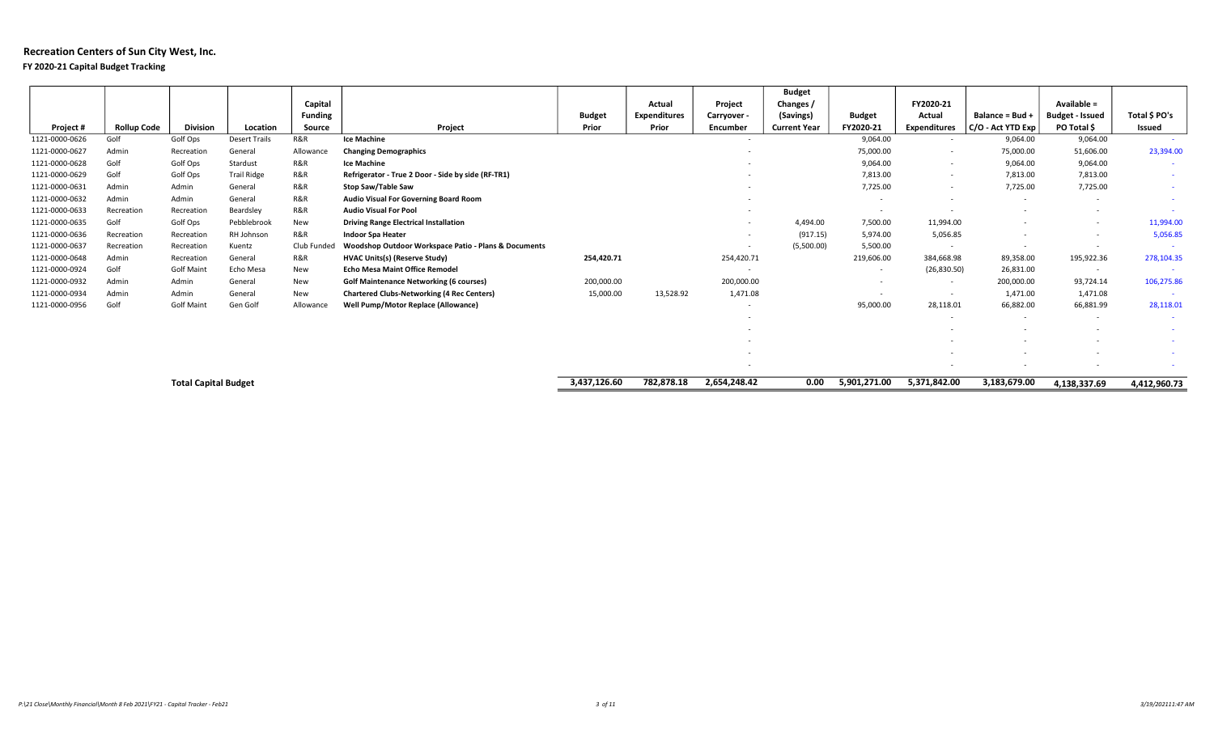## Recreation Centers of Sun City West, Inc.

**FY 2020-21 Capital Budget Tracking**

| Project # | Rollup Code | Division | Location | Capital Funding Source | Project | Budget Prior | Actual Expenditures Prior | Project Carryover - Encumber | Budget Changes / (Savings) Current Year | Budget FY2020-21 | FY2020-21 Actual Expenditures | Balance = Bud + C/O - Act YTD Exp | Available = Budget - Issued PO Total $ | Total $ PO's Issued |
|---|---|---|---|---|---|---|---|---|---|---|---|---|---|---|
| 1121-0000-0626 | Golf | Golf Ops | Desert Trails | R&R | **Ice Machine** | | | - | | 9,064.00 | - | 9,064.00 | 9,064.00 | - |
| 1121-0000-0627 | Admin | Recreation | General | Allowance | **Changing Demographics** | | | - | | 75,000.00 | - | 75,000.00 | 51,606.00 | 23,394.00 |
| 1121-0000-0628 | Golf | Golf Ops | Stardust | R&R | **Ice Machine** | | | - | | 9,064.00 | - | 9,064.00 | 9,064.00 | - |
| 1121-0000-0629 | Golf | Golf Ops | Trail Ridge | R&R | **Refrigerator - True 2 Door - Side by side (RF-TR1)** | | | - | | 7,813.00 | - | 7,813.00 | 7,813.00 | - |
| 1121-0000-0631 | Admin | Admin | General | R&R | **Stop Saw/Table Saw** | | | - | | 7,725.00 | - | 7,725.00 | 7,725.00 | - |
| 1121-0000-0632 | Admin | Admin | General | R&R | **Audio Visual For Governing Board Room** | | | - | | - | - | - | - | - |
| 1121-0000-0633 | Recreation | Recreation | Beardsley | R&R | **Audio Visual For Pool** | | | - | | - | - | - | - | - |
| 1121-0000-0635 | Golf | Golf Ops | Pebblebrook | New | **Driving Range Electrical Installation** | | | - | 4,494.00 | 7,500.00 | 11,994.00 | - | - | 11,994.00 |
| 1121-0000-0636 | Recreation | Recreation | RH Johnson | R&R | **Indoor Spa Heater** | | | - | (917.15) | 5,974.00 | 5,056.85 | - | - | 5,056.85 |
| 1121-0000-0637 | Recreation | Recreation | Kuentz | Club Funded | **Woodshop Outdoor Workspace Patio - Plans & Documents** | | | - | (5,500.00) | 5,500.00 | - | - | - | - |
| 1121-0000-0648 | Admin | Recreation | General | R&R | **HVAC Units(s) (Reserve Study)** | 254,420.71 | | 254,420.71 | | 219,606.00 | 384,668.98 | 89,358.00 | 195,922.36 | 278,104.35 |
| 1121-0000-0924 | Golf | Golf Maint | Echo Mesa | New | **Echo Mesa Maint Office Remodel** | | | - | | - | (26,830.50) | 26,831.00 | - | - |
| 1121-0000-0932 | Admin | Admin | General | New | **Golf Maintenance Networking (6 courses)** | 200,000.00 | | 200,000.00 | | - | - | 200,000.00 | 93,724.14 | 106,275.86 |
| 1121-0000-0934 | Admin | Admin | General | New | **Chartered Clubs-Networking (4 Rec Centers)** | 15,000.00 | 13,528.92 | 1,471.08 | | - | - | 1,471.00 | 1,471.08 | - |
| 1121-0000-0956 | Golf | Golf Maint | Gen Golf | Allowance | **Well Pump/Motor Replace (Allowance)** | | | - | | 95,000.00 | 28,118.01 | 66,882.00 | 66,881.99 | 28,118.01 |
| | | | | | | | | - | | | - | - | - | - |
| | | | | | | | | - | | | - | - | - | - |
| | | | | | | | | - | | | - | - | - | - |
| | | | | | | | | - | | | - | - | - | - |
| | | **Total Capital Budget** | | | | **3,437,126.60** | **782,878.18** | **2,654,248.42** | **0.00** | **5,901,271.00** | **5,371,842.00** | **3,183,679.00** | **4,138,337.69** | **4,412,960.73** |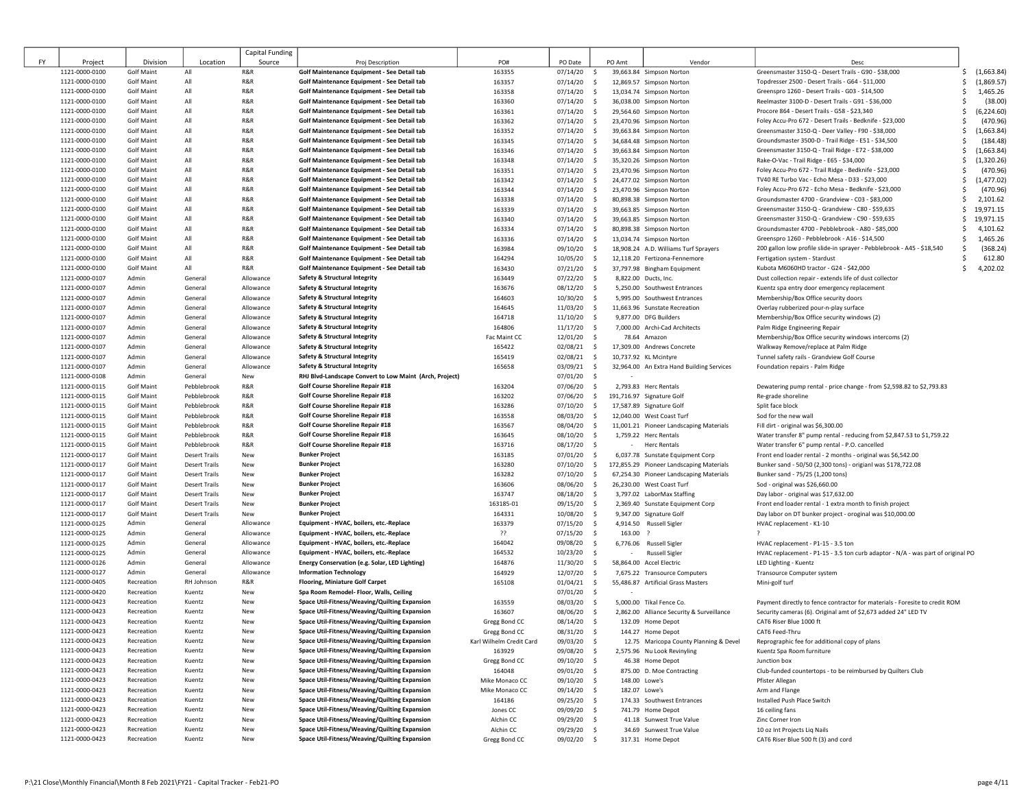| FY | Project | Division | Location | Capital Funding Source | Proj Description | PO# | PO Date | PO Amt | Vendor | Desc | |
|---|---|---|---|---|---|---|---|---|---|---|---|
| | 1121-0000-0100 | Golf Maint | All | R&R | Golf Maintenance Equipment - See Detail tab | 163355 | 07/14/20 | $ 39,663.84 | Simpson Norton | Greensmaster 3150-Q - Desert Trails - G90 - $38,000 | $ (1,663.84) |
| | 1121-0000-0100 | Golf Maint | All | R&R | Golf Maintenance Equipment - See Detail tab | 163357 | 07/14/20 | $ 12,869.57 | Simpson Norton | Topdresser 2500 - Desert Trails - G64 - $11,000 | $ (1,869.57) |
| | 1121-0000-0100 | Golf Maint | All | R&R | Golf Maintenance Equipment - See Detail tab | 163358 | 07/14/20 | $ 13,034.74 | Simpson Norton | Greenspro 1260 - Desert Trails - G03 - $14,500 | $ 1,465.26 |
| | 1121-0000-0100 | Golf Maint | All | R&R | Golf Maintenance Equipment - See Detail tab | 163360 | 07/14/20 | $ 36,038.00 | Simpson Norton | Reelmaster 3100-D - Desert Trails - G91 - $36,000 | $ (38.00) |
| | 1121-0000-0100 | Golf Maint | All | R&R | Golf Maintenance Equipment - See Detail tab | 163361 | 07/14/20 | $ 29,564.60 | Simpson Norton | Procore 864 - Desert Trails - G58 - $23,340 | $ (6,224.60) |
| | 1121-0000-0100 | Golf Maint | All | R&R | Golf Maintenance Equipment - See Detail tab | 163362 | 07/14/20 | $ 23,470.96 | Simpson Norton | Foley Accu-Pro 672 - Desert Trails - Bedknife - $23,000 | $ (470.96) |
| | 1121-0000-0100 | Golf Maint | All | R&R | Golf Maintenance Equipment - See Detail tab | 163352 | 07/14/20 | $ 39,663.84 | Simpson Norton | Greensmaster 3150-Q - Deer Valley - F90 - $38,000 | $ (1,663.84) |
| | 1121-0000-0100 | Golf Maint | All | R&R | Golf Maintenance Equipment - See Detail tab | 163345 | 07/14/20 | $ 34,684.48 | Simpson Norton | Groundsmaster 3500-D - Trail Ridge - E51 - $34,500 | $ (184.48) |
| | 1121-0000-0100 | Golf Maint | All | R&R | Golf Maintenance Equipment - See Detail tab | 163346 | 07/14/20 | $ 39,663.84 | Simpson Norton | Greensmaster 3150-Q - Trail Ridge - E72 - $38,000 | $ (1,663.84) |
| | 1121-0000-0100 | Golf Maint | All | R&R | Golf Maintenance Equipment - See Detail tab | 163348 | 07/14/20 | $ 35,320.26 | Simpson Norton | Rake-O-Vac - Trail Ridge - E65 - $34,000 | $ (1,320.26) |
| | 1121-0000-0100 | Golf Maint | All | R&R | Golf Maintenance Equipment - See Detail tab | 163351 | 07/14/20 | $ 23,470.96 | Simpson Norton | Foley Accu-Pro 672 - Trail Ridge - Bedknife - $23,000 | $ (470.96) |
| | 1121-0000-0100 | Golf Maint | All | R&R | Golf Maintenance Equipment - See Detail tab | 163342 | 07/14/20 | $ 24,477.02 | Simpson Norton | TV40 RE Turbo Vac - Echo Mesa - D33 - $23,000 | $ (1,477.02) |
| | 1121-0000-0100 | Golf Maint | All | R&R | Golf Maintenance Equipment - See Detail tab | 163344 | 07/14/20 | $ 23,470.96 | Simpson Norton | Foley Accu-Pro 672 - Echo Mesa - Bedknife - $23,000 | $ (470.96) |
| | 1121-0000-0100 | Golf Maint | All | R&R | Golf Maintenance Equipment - See Detail tab | 163338 | 07/14/20 | $ 80,898.38 | Simpson Norton | Groundsmaster 4700 - Grandview - C03 - $83,000 | $ 2,101.62 |
| | 1121-0000-0100 | Golf Maint | All | R&R | Golf Maintenance Equipment - See Detail tab | 163339 | 07/14/20 | $ 39,663.85 | Simpson Norton | Greensmaster 3150-Q - Grandview - C80 - $59,635 | $ 19,971.15 |
| | 1121-0000-0100 | Golf Maint | All | R&R | Golf Maintenance Equipment - See Detail tab | 163340 | 07/14/20 | $ 39,663.85 | Simpson Norton | Greensmaster 3150-Q - Grandview - C90 - $59,635 | $ 19,971.15 |
| | 1121-0000-0100 | Golf Maint | All | R&R | Golf Maintenance Equipment - See Detail tab | 163334 | 07/14/20 | $ 80,898.38 | Simpson Norton | Groundsmaster 4700 - Pebblebrook - A80 - $85,000 | $ 4,101.62 |
| | 1121-0000-0100 | Golf Maint | All | R&R | Golf Maintenance Equipment - See Detail tab | 163336 | 07/14/20 | $ 13,034.74 | Simpson Norton | Greenspro 1260 - Pebblebrook - A16 - $14,500 | $ 1,465.26 |
| | 1121-0000-0100 | Golf Maint | All | R&R | Golf Maintenance Equipment - See Detail tab | 163984 | 09/10/20 | $ 18,908.24 | A.D. Williams Turf Sprayers | 200 gallon low profile slide-in sprayer - Pebblebrook - A45 - $18,540 | $ (368.24) |
| | 1121-0000-0100 | Golf Maint | All | R&R | Golf Maintenance Equipment - See Detail tab | 164294 | 10/05/20 | $ 12,118.20 | Fertizona-Fennemore | Fertigation system - Stardust | $ 612.80 |
| | 1121-0000-0100 | Golf Maint | All | R&R | Golf Maintenance Equipment - See Detail tab | 163430 | 07/21/20 | $ 37,797.98 | Bingham Equipment | Kubota M6060HD tractor - G24 - $42,000 | $ 4,202.02 |
| | 1121-0000-0107 | Admin | General | Allowance | Safety & Structural Integrity | 163449 | 07/22/20 | $ 8,822.00 | Ducts, Inc. | Dust collection repair - extends life of dust collector | |
| | 1121-0000-0107 | Admin | General | Allowance | Safety & Structural Integrity | 163676 | 08/12/20 | $ 5,250.00 | Southwest Entrances | Kuentz spa entry door emergency replacement | |
| | 1121-0000-0107 | Admin | General | Allowance | Safety & Structural Integrity | 164603 | 10/30/20 | $ 5,995.00 | Southwest Entrances | Membership/Box Office security doors | |
| | 1121-0000-0107 | Admin | General | Allowance | Safety & Structural Integrity | 164645 | 11/03/20 | $ 11,663.96 | Sunstate Recreation | Overlay rubberized pour-n-play surface | |
| | 1121-0000-0107 | Admin | General | Allowance | Safety & Structural Integrity | 164718 | 11/10/20 | $ 9,877.00 | DFG Builders | Membership/Box Office security windows (2) | |
| | 1121-0000-0107 | Admin | General | Allowance | Safety & Structural Integrity | 164806 | 11/17/20 | $ 7,000.00 | Archi-Cad Architects | Palm Ridge Engineering Repair | |
| | 1121-0000-0107 | Admin | General | Allowance | Safety & Structural Integrity | Fac Maint CC | 12/01/20 | $ 78.64 | Amazon | Membership/Box Office security windows intercoms (2) | |
| | 1121-0000-0107 | Admin | General | Allowance | Safety & Structural Integrity | 165422 | 02/08/21 | $ 17,309.00 | Andrews Concrete | Walkway Remove/replace at Palm Ridge | |
| | 1121-0000-0107 | Admin | General | Allowance | Safety & Structural Integrity | 165419 | 02/08/21 | $ 10,737.92 | KL Mcintyre | Tunnel safety rails - Grandview Golf Course | |
| | 1121-0000-0107 | Admin | General | Allowance | Safety & Structural Integrity | 165658 | 03/09/21 | $ 32,964.00 | An Extra Hand Building Services | Foundation repairs - Palm Ridge | |
| | 1121-0000-0108 | Admin | General | New | RHJ Blvd-Landscape Convert to Low Maint (Arch, Project) | | 07/01/20 | $ - | | | |
| | 1121-0000-0115 | Golf Maint | Pebblebrook | R&R | Golf Course Shoreline Repair #18 | 163204 | 07/06/20 | $ 2,793.83 | Herc Rentals | Dewatering pump rental - price change - from $2,598.82 to $2,793.83 | |
| | 1121-0000-0115 | Golf Maint | Pebblebrook | R&R | Golf Course Shoreline Repair #18 | 163202 | 07/06/20 | $ 191,716.97 | Signature Golf | Re-grade shoreline | |
| | 1121-0000-0115 | Golf Maint | Pebblebrook | R&R | Golf Course Shoreline Repair #18 | 163286 | 07/10/20 | $ 17,587.89 | Signature Golf | Split face block | |
| | 1121-0000-0115 | Golf Maint | Pebblebrook | R&R | Golf Course Shoreline Repair #18 | 163558 | 08/03/20 | $ 12,040.00 | West Coast Turf | Sod for the new wall | |
| | 1121-0000-0115 | Golf Maint | Pebblebrook | R&R | Golf Course Shoreline Repair #18 | 163567 | 08/04/20 | $ 11,001.21 | Pioneer Landscaping Materials | Fill dirt - original was $6,300.00 | |
| | 1121-0000-0115 | Golf Maint | Pebblebrook | R&R | Golf Course Shoreline Repair #18 | 163645 | 08/10/20 | $ 1,759.22 | Herc Rentals | Water transfer 8" pump rental - reducing from $2,847.53 to $1,759.22 | |
| | 1121-0000-0115 | Golf Maint | Pebblebrook | R&R | Golf Course Shoreline Repair #18 | 163716 | 08/17/20 | $ - | Herc Rentals | Water transfer 6" pump rental - P.O. cancelled | |
| | 1121-0000-0117 | Golf Maint | Desert Trails | New | Bunker Project | 163185 | 07/01/20 | $ 6,037.78 | Sunstate Equipment Corp | Front end loader rental - 2 months - original was $6,542.00 | |
| | 1121-0000-0117 | Golf Maint | Desert Trails | New | Bunker Project | 163280 | 07/10/20 | $ 172,855.29 | Pioneer Landscaping Materials | Bunker sand - 50/50 (2,300 tons) - origianl was $178,722.08 | |
| | 1121-0000-0117 | Golf Maint | Desert Trails | New | Bunker Project | 163282 | 07/10/20 | $ 67,254.30 | Pioneer Landscaping Materials | Bunker sand - 75/25 (1,200 tons) | |
| | 1121-0000-0117 | Golf Maint | Desert Trails | New | Bunker Project | 163606 | 08/06/20 | $ 26,230.00 | West Coast Turf | Sod - original was $26,660.00 | |
| | 1121-0000-0117 | Golf Maint | Desert Trails | New | Bunker Project | 163747 | 08/18/20 | $ 3,797.02 | LaborMax Staffing | Day labor - original was $17,632.00 | |
| | 1121-0000-0117 | Golf Maint | Desert Trails | New | Bunker Project | 163185-01 | 09/15/20 | $ 2,369.40 | Sunstate Equipment Corp | Front end loader rental - 1 extra month to finish project | |
| | 1121-0000-0117 | Golf Maint | Desert Trails | New | Bunker Project | 164331 | 10/08/20 | $ 9,347.00 | Signature Golf | Day labor on DT bunker project - oroginal was $10,000.00 | |
| | 1121-0000-0125 | Admin | General | Allowance | Equipment - HVAC, boilers, etc.-Replace | 163379 | 07/15/20 | $ 4,914.50 | Russell Sigler | HVAC replacement - K1-10 | |
| | 1121-0000-0125 | Admin | General | Allowance | Equipment - HVAC, boilers, etc.-Replace | ?? | 07/15/20 | $ 163.00 | ? | ? | |
| | 1121-0000-0125 | Admin | General | Allowance | Equipment - HVAC, boilers, etc.-Replace | 164042 | 09/08/20 | $ 6,776.06 | Russell Sigler | HVAC replacement - P1-15 - 3.5 ton | |
| | 1121-0000-0125 | Admin | General | Allowance | Equipment - HVAC, boilers, etc.-Replace | 164532 | 10/23/20 | $ - | Russell Sigler | HVAC replacement - P1-15 - 3.5 ton curb adaptor - N/A - was part of original PO | |
| | 1121-0000-0126 | Admin | General | Allowance | Energy Conservation (e.g. Solar, LED Lighting) | 164876 | 11/30/20 | $ 58,864.00 | Accel Electric | LED Lighting - Kuentz | |
| | 1121-0000-0127 | Admin | General | Allowance | Information Technology | 164929 | 12/07/20 | $ 7,675.22 | Transource Computers | Transource Computer system | |
| | 1121-0000-0405 | Recreation | RH Johnson | R&R | Flooring, Miniature Golf Carpet | 165108 | 01/04/21 | $ 55,486.87 | Artificial Grass Masters | Mini-golf turf | |
| | 1121-0000-0420 | Recreation | Kuentz | New | Spa Room Remodel- Floor, Walls, Ceiling | | 07/01/20 | $ - | | | |
| | 1121-0000-0423 | Recreation | Kuentz | New | Space Util-Fitness/Weaving/Quilting Expansion | 163559 | 08/03/20 | $ 5,000.00 | Tikal Fence Co. | Payment directly to fence contractor for materials - Foresite to credit ROM | |
| | 1121-0000-0423 | Recreation | Kuentz | New | Space Util-Fitness/Weaving/Quilting Expansion | 163607 | 08/06/20 | $ 2,862.00 | Alliance Security & Surveillance | Security cameras (6). Original amt of $2,673 added 24" LED TV | |
| | 1121-0000-0423 | Recreation | Kuentz | New | Space Util-Fitness/Weaving/Quilting Expansion | Gregg Bond CC | 08/14/20 | $ 132.09 | Home Depot | CAT6 Riser Blue 1000 ft | |
| | 1121-0000-0423 | Recreation | Kuentz | New | Space Util-Fitness/Weaving/Quilting Expansion | Gregg Bond CC | 08/31/20 | $ 144.27 | Home Depot | CAT6 Feed-Thru | |
| | 1121-0000-0423 | Recreation | Kuentz | New | Space Util-Fitness/Weaving/Quilting Expansion | Karl Wilhelm Credit Card | 09/03/20 | $ 12.75 | Maricopa County Planning & Devel | Reprographic fee for additional copy of plans | |
| | 1121-0000-0423 | Recreation | Kuentz | New | Space Util-Fitness/Weaving/Quilting Expansion | 163929 | 09/08/20 | $ 2,575.96 | Nu Look Revinyling | Kuentz Spa Room furniture | |
| | 1121-0000-0423 | Recreation | Kuentz | New | Space Util-Fitness/Weaving/Quilting Expansion | Gregg Bond CC | 09/10/20 | $ 46.38 | Home Depot | Junction box | |
| | 1121-0000-0423 | Recreation | Kuentz | New | Space Util-Fitness/Weaving/Quilting Expansion | 164048 | 09/01/20 | $ 875.00 | D. Moe Contracting | Club-funded countertops - to be reimbursed by Quilters Club | |
| | 1121-0000-0423 | Recreation | Kuentz | New | Space Util-Fitness/Weaving/Quilting Expansion | Mike Monaco CC | 09/10/20 | $ 148.00 | Lowe's | Pfister Allegan | |
| | 1121-0000-0423 | Recreation | Kuentz | New | Space Util-Fitness/Weaving/Quilting Expansion | Mike Monaco CC | 09/14/20 | $ 182.07 | Lowe's | Arm and Flange | |
| | 1121-0000-0423 | Recreation | Kuentz | New | Space Util-Fitness/Weaving/Quilting Expansion | 164186 | 09/25/20 | $ 174.33 | Southwest Entrances | Installed Push Place Switch | |
| | 1121-0000-0423 | Recreation | Kuentz | New | Space Util-Fitness/Weaving/Quilting Expansion | Jones CC | 09/09/20 | $ 741.79 | Home Depot | 16 ceiling fans | |
| | 1121-0000-0423 | Recreation | Kuentz | New | Space Util-Fitness/Weaving/Quilting Expansion | Alchin CC | 09/29/20 | $ 41.18 | Sunwest True Value | Zinc Corner Iron | |
| | 1121-0000-0423 | Recreation | Kuentz | New | Space Util-Fitness/Weaving/Quilting Expansion | Alchin CC | 09/29/20 | $ 34.69 | Sunwest True Value | 10 oz Int Projects Liq Nails | |
| | 1121-0000-0423 | Recreation | Kuentz | New | Space Util-Fitness/Weaving/Quilting Expansion | Gregg Bond CC | 09/02/20 | $ 317.31 | Home Depot | CAT6 Riser Blue 500 ft (3) and cord | |

P:\21 Close\Monthly Financial\Month 8 Feb 2021\FY21 - Capital Tracker - Feb21-PO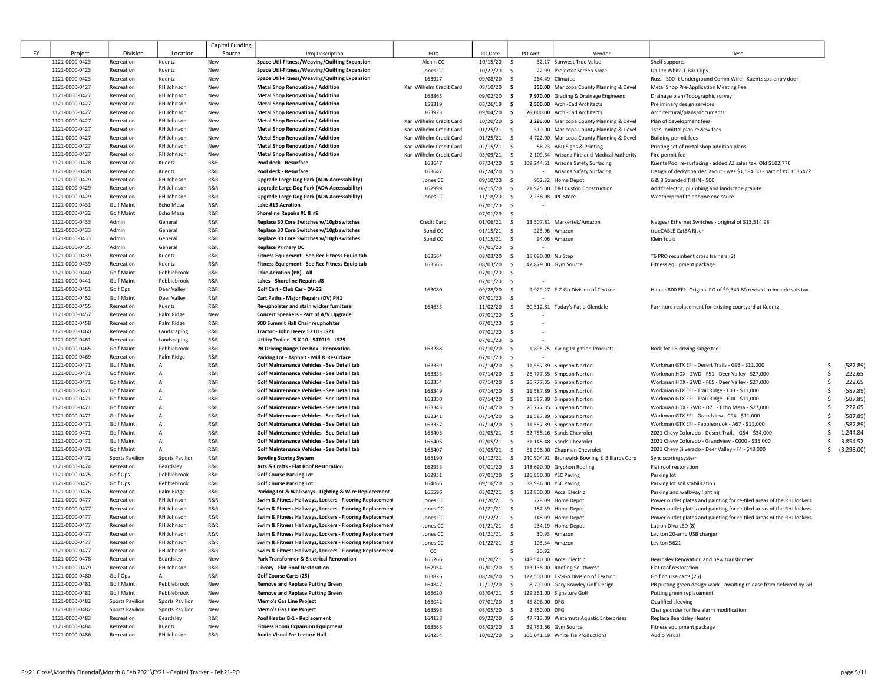| FY | Project | Division | Location | Capital Funding Source | Proj Description | PO# | PO Date | PO Amt | Vendor | Desc | |
|---|---|---|---|---|---|---|---|---|---|---|---|
| | 1121-0000-0423 | Recreation | Kuentz | New | Space Util-Fitness/Weaving/Quilting Expansion | Alchin CC | 10/15/20 | $ 32.17 | Sunwest True Value | Shelf supports | |
| | 1121-0000-0423 | Recreation | Kuentz | New | Space Util-Fitness/Weaving/Quilting Expansion | Jones CC | 10/27/20 | $ 22.99 | Projector Screen Store | Da-lite White T-Bar Clips | |
| | 1121-0000-0423 | Recreation | Kuentz | New | Space Util-Fitness/Weaving/Quilting Expansion | 163927 | 09/08/20 | $ 264.49 | Climatec | Russ - 500 ft Underground Comm Wire - Kuentz spa entry door | |
| | 1121-0000-0427 | Recreation | RH Johnson | New | Metal Shop Renovation / Addition | Karl Wilhelm Credit Card | 08/10/20 | $ **350.00** | Maricopa County Planning & Devel | Metal Shop Pre-Application Meeting Fee | |
| | 1121-0000-0427 | Recreation | RH Johnson | New | Metal Shop Renovation / Addition | 163865 | 09/02/20 | $ **7,970.00** | Grading & Drainage Engineers | Drainage plan/Topographic survey | |
| | 1121-0000-0427 | Recreation | RH Johnson | New | Metal Shop Renovation / Addition | 158319 | 03/26/19 | $ **2,500.00** | Archi-Cad Architects | Preliminary design services | |
| | 1121-0000-0427 | Recreation | RH Johnson | New | Metal Shop Renovation / Addition | 163923 | 09/04/20 | $ **26,000.00** | Archi-Cad Architects | Architectural/plans/documents | |
| | 1121-0000-0427 | Recreation | RH Johnson | New | Metal Shop Renovation / Addition | Karl Wilhelm Credit Card | 10/20/20 | $ **3,285.00** | Maricopa County Planning & Devel | Plan of development fees | |
| | 1121-0000-0427 | Recreation | RH Johnson | New | Metal Shop Renovation / Addition | Karl Wilhelm Credit Card | 01/25/21 | $ 510.00 | Maricopa County Planning & Devel | 1st submittal plan review fees | |
| | 1121-0000-0427 | Recreation | RH Johnson | New | Metal Shop Renovation / Addition | Karl Wilhelm Credit Card | 01/25/21 | $ 4,722.00 | Maricopa County Planning & Devel | Building permit fees | |
| | 1121-0000-0427 | Recreation | RH Johnson | New | Metal Shop Renovation / Addition | Karl Wilhelm Credit Card | 02/15/21 | $ 58.23 | ABD Signs & Printing | Printing set of metal shop addition plans | |
| | 1121-0000-0427 | Recreation | RH Johnson | New | Metal Shop Renovation / Addition | Karl Wilhelm Credit Card | 03/09/21 | $ 2,109.34 | Arizona Fire and Medical Authority | Fire permit fee | |
| | 1121-0000-0428 | Recreation | Kuentz | R&R | Pool deck - Resurface | 163647 | 07/24/20 | $ 109,244.51 | Arizona Safety Surfacing | Kuentz Pool re-surfacing - added AZ sales tax. Old $102,770 | |
| | 1121-0000-0428 | Recreation | Kuentz | R&R | Pool deck - Resurface | 163647 | 07/24/20 | $ - | Arizona Safety Surfacing | Design of deck/boarder layout - was $1,594.50 - part of PO 163647? | |
| | 1121-0000-0429 | Recreation | RH Johnson | R&R | Upgrade Large Dog Park (ADA Accessability) | Jones CC | 09/10/20 | $ 952.32 | Home Depot | 6 & 8 Stranded THHN - 500' | |
| | 1121-0000-0429 | Recreation | RH Johnson | R&R | Upgrade Large Dog Park (ADA Accessability) | 162999 | 06/15/20 | $ 21,925.00 | C&J Custon Construction | Addt'l electric, plumbing and landscape granite | |
| | 1121-0000-0429 | Recreation | RH Johnson | R&R | Upgrade Large Dog Park (ADA Accessability) | Jones CC | 11/18/20 | $ 2,238.98 | IPC Store | Weatherproof telephone enclosure | |
| | 1121-0000-0431 | Golf Maint | Echo Mesa | R&R | Lake #15 Aeration | | 07/01/20 | $ - | | | |
| | 1121-0000-0432 | Golf Maint | Echo Mesa | R&R | Shoreline Repairs #1 & #8 | | 07/01/20 | $ - | | | |
| | 1121-0000-0433 | Admin | General | R&R | Replace 30 Core Switches w/10gb switches | Credit Card | 01/06/21 | $ 13,507.81 | Markertek/Amazon | Netgear Ethernet Switches - original of $13,514.98 | |
| | 1121-0000-0433 | Admin | General | R&R | Replace 30 Core Switches w/10gb switches | Bond CC | 01/15/21 | $ 223.96 | Amazon | trueCABLE Cat6A Riser | |
| | 1121-0000-0433 | Admin | General | R&R | Replace 30 Core Switches w/10gb switches | Bond CC | 01/15/21 | $ 94.06 | Amazon | Klein tools | |
| | 1121-0000-0435 | Admin | General | R&R | Replace Primary DC | | 07/01/20 | $ - | | | |
| | 1121-0000-0439 | Recreation | Kuentz | R&R | Fitness Equipment - See Rec Fitness Equip tab | 163564 | 08/03/20 | $ 15,090.00 | Nu Step | T6 PRO recumbent cross trainers (2) | |
| | 1121-0000-0439 | Recreation | Kuentz | R&R | Fitness Equipment - See Rec Fitness Equip tab | 163565 | 08/03/20 | $ 42,879.00 | Gym Source | Fitness equipment package | |
| | 1121-0000-0440 | Golf Maint | Pebblebrook | R&R | Lake Aeration (PB) - All | | 07/01/20 | $ - | | | |
| | 1121-0000-0441 | Golf Maint | Pebblebrook | R&R | Lakes - Shoreline Repairs #8 | | 07/01/20 | $ - | | | |
| | 1121-0000-0451 | Golf Ops | Deer Valley | R&R | Golf Cart - Club Car - DV-22 | 163080 | 09/28/20 | $ 9,929.27 | E-Z-Go Division of Textron | Hauler 800 EFI. Original PO of $9,340.80 revised to include sals tax | |
| | 1121-0000-0452 | Golf Maint | Deer Valley | R&R | Cart Paths - Major Repairs (DV) PH1 | | 07/01/20 | $ - | | | |
| | 1121-0000-0455 | Recreation | Kuentz | R&R | Re-upholster and stain wicker furniture | 164635 | 11/02/20 | $ 30,512.81 | Today's Patio Glendale | Furniture replacement for existing courtyard at Kuentz | |
| | 1121-0000-0457 | Recreation | Palm Ridge | New | Concert Speakers - Part of A/V Upgrade | | 07/01/20 | $ - | | | |
| | 1121-0000-0458 | Recreation | Palm Ridge | R&R | 900 Summit Hall Chair reupholster | | 07/01/20 | $ - | | | |
| | 1121-0000-0460 | Recreation | Landscaping | R&R | Tractor - John Deere 5210 - LS21 | | 07/01/20 | $ - | | | |
| | 1121-0000-0461 | Recreation | Landscaping | R&R | Utility Trailer - 5 X 10 - 54T019 - LS29 | | 07/01/20 | $ - | | | |
| | 1121-0000-0465 | Golf Maint | Pebblebrook | R&R | PB Driving Range Tee Box - Renovation | 163288 | 07/10/20 | $ 1,895.25 | Ewing Irrigation Products | Rock for PB driving range tee | |
| | 1121-0000-0469 | Recreation | Palm Ridge | R&R | Parking Lot - Asphalt - Mill & Resurface | | 07/01/20 | $ - | | | |
| | 1121-0000-0471 | Golf Maint | All | R&R | Golf Maintenance Vehicles - See Detail tab | 163359 | 07/14/20 | $ 11,587.89 | Simpson Norton | Workman GTX EFI - Desert Trails - G93 - $11,000 | $ (587.89) |
| | 1121-0000-0471 | Golf Maint | All | R&R | Golf Maintenance Vehicles - See Detail tab | 163353 | 07/14/20 | $ 26,777.35 | Simpson Norton | Workman HDX - 2WD - F51 - Deer Valley - $27,000 | $ 222.65 |
| | 1121-0000-0471 | Golf Maint | All | R&R | Golf Maintenance Vehicles - See Detail tab | 163354 | 07/14/20 | $ 26,777.35 | Simpson Norton | Workman HDX - 2WD - F65 - Deer Valley - $27,000 | $ 222.65 |
| | 1121-0000-0471 | Golf Maint | All | R&R | Golf Maintenance Vehicles - See Detail tab | 163349 | 07/14/20 | $ 11,587.89 | Simpson Norton | Workman GTX EFI - Trail Ridge - E03 - $11,000 | $ (587.89) |
| | 1121-0000-0471 | Golf Maint | All | R&R | Golf Maintenance Vehicles - See Detail tab | 163350 | 07/14/20 | $ 11,587.89 | Simpson Norton | Workman GTX EFI - Trail Ridge - E04 - $11,000 | $ (587.89) |
| | 1121-0000-0471 | Golf Maint | All | R&R | Golf Maintenance Vehicles - See Detail tab | 163343 | 07/14/20 | $ 26,777.35 | Simpson Norton | Workman HDX - 2WD - D71 - Echo Mesa - $27,000 | $ 222.65 |
| | 1121-0000-0471 | Golf Maint | All | R&R | Golf Maintenance Vehicles - See Detail tab | 163341 | 07/14/20 | $ 11,587.89 | Simpson Norton | Workman GTX EFI - Grandview - C94 - $11,000 | $ (587.89) |
| | 1121-0000-0471 | Golf Maint | All | R&R | Golf Maintenance Vehicles - See Detail tab | 163337 | 07/14/20 | $ 11,587.89 | Simpson Norton | Workman GTX EFI - Pebblebrook - A67 - $11,000 | $ (587.89) |
| | 1121-0000-0471 | Golf Maint | All | R&R | Golf Maintenance Vehicles - See Detail tab | 165405 | 02/05/21 | $ 32,755.16 | Sands Chevrolet | 2021 Chevy Colorado - Desert Trails - G54 - $34,000 | $ 1,244.84 |
| | 1121-0000-0471 | Golf Maint | All | R&R | Golf Maintenance Vehicles - See Detail tab | 165406 | 02/05/21 | $ 31,145.48 | Sands Chevrolet | 2021 Chevy Colorado - Grandview - C000 - $35,000 | $ 3,854.52 |
| | 1121-0000-0471 | Golf Maint | All | R&R | Golf Maintenance Vehicles - See Detail tab | 165407 | 02/05/21 | $ 51,298.00 | Chapman Chevrolet | 2021 Chevy Silverado - Deer Valley - F4 - $48,000 | $ (3,298.00) |
| | 1121-0000-0472 | Sports Pavilion | Sports Pavilion | R&R | Bowling Scoring System | 165190 | 01/12/21 | $ 240,904.91 | Brunswick Bowling & Billiards Corp | Sync scoring system | |
| | 1121-0000-0474 | Recreation | Beardsley | R&R | Arts & Crafts - Flat Roof Restoration | 162953 | 07/01/20 | $ 148,690.00 | Gryphon Roofing | Flat roof restoration | |
| | 1121-0000-0475 | Golf Ops | Pebblebrook | R&R | Golf Course Parking Lot | 162951 | 07/01/20 | $ 126,860.00 | YSC Paving | Parking lot | |
| | 1121-0000-0475 | Golf Ops | Pebblebrook | R&R | Golf Course Parking Lot | 164066 | 09/16/20 | $ 38,996.00 | YSC Paving | Parking lot soil stabilization | |
| | 1121-0000-0476 | Recreation | Palm Ridge | R&R | Parking Lot & Walkways - Lighting & Wire Replacement | 165596 | 03/02/21 | $ 152,800.00 | Accel Electric | Parking and walkway lighting | |
| | 1121-0000-0477 | Recreation | RH Johnson | R&R | Swim & Fitness Hallways, Lockers - Flooring Replacement | Jones CC | 01/20/21 | $ 278.09 | Home Depot | Power outlet plates and painting for re-tiled areas of the RHJ lockers | |
| | 1121-0000-0477 | Recreation | RH Johnson | R&R | Swim & Fitness Hallways, Lockers - Flooring Replacement | Jones CC | 01/21/21 | $ 187.39 | Home Depot | Power outlet plates and painting for re-tiled areas of the RHJ lockers | |
| | 1121-0000-0477 | Recreation | RH Johnson | R&R | Swim & Fitness Hallways, Lockers - Flooring Replacement | Jones CC | 01/22/21 | $ 148.09 | Home Depot | Power outlet plates and painting for re-tiled areas of the RHJ lockers | |
| | 1121-0000-0477 | Recreation | RH Johnson | R&R | Swim & Fitness Hallways, Lockers - Flooring Replacement | Jones CC | 01/21/21 | $ 234.19 | Home Depot | Lutron Diva LED (8) | |
| | 1121-0000-0477 | Recreation | RH Johnson | R&R | Swim & Fitness Hallways, Lockers - Flooring Replacement | Jones CC | 01/21/21 | $ 30.93 | Amazon | Leviton 20-amp USB charger | |
| | 1121-0000-0477 | Recreation | RH Johnson | R&R | Swim & Fitness Hallways, Lockers - Flooring Replacement | Jones CC | 01/22/21 | $ 103.34 | Amazon | Leviton 5621 | |
| | 1121-0000-0477 | Recreation | RH Johnson | R&R | Swim & Fitness Hallways, Lockers - Flooring Replacement | CC | | $ 20.92 | | | |
| | 1121-0000-0478 | Recreation | Beardsley | New | Park Transformer & Electrical Renovation | 165266 | 01/20/21 | $ 148,540.00 | Accel Electric | Beardsley Renovation and new transformer | |
| | 1121-0000-0479 | Recreation | RH Johnson | R&R | Library - Flat Roof Restoration | 162954 | 07/01/20 | $ 113,138.00 | Roofing Southwest | Flat roof restoration | |
| | 1121-0000-0480 | Golf Ops | All | R&R | Golf Course Carts (25) | 163826 | 08/26/20 | $ 122,500.00 | E-Z-Go Division of Textron | Golf course carts (25) | |
| | 1121-0000-0481 | Golf Maint | Pebblebrook | New | Remove and Replace Putting Green | 164847 | 12/17/20 | $ 8,700.00 | Gary Brawley Golf Design | PB putting green design work - awaiting release from deferred by GB | |
| | 1121-0000-0481 | Golf Maint | Pebblebrook | New | Remove and Replace Putting Green | 165620 | 03/04/21 | $ 129,861.00 | Signature Golf | Putting green replacement | |
| | 1121-0000-0482 | Sports Pavilion | Sports Pavilion | New | Memo's Gas Line Project | 163042 | 07/01/20 | $ 45,806.00 | DFG | Qualified sleeving | |
| | 1121-0000-0482 | Sports Pavilion | Sports Pavilion | New | Memo's Gas Line Project | 163598 | 08/05/20 | $ 2,860.00 | DFG | Change order for fire alarm modification | |
| | 1121-0000-0483 | Recreation | Beardsley | R&R | Pool Heater B-1 - Replacement | 164128 | 09/22/20 | $ 47,713.09 | Waternuts Aquatic Enterprises | Replace Beardsley Heater | |
| | 1121-0000-0484 | Recreation | Kuentz | New | Fitness Room Expansion Equipment | 163565 | 08/03/20 | $ 39,751.66 | Gym Source | Fitness equipment package | |
| | 1121-0000-0486 | Recreation | RH Johnson | R&R | Audio Visual For Lecture Hall | 164254 | 10/02/20 | $ 106,041.19 | White Tie Productions | Audio Visual | |

P:\21 Close\Monthly Financial\Month 8 Feb 2021\FY21 - Capital Tracker - Feb21-PO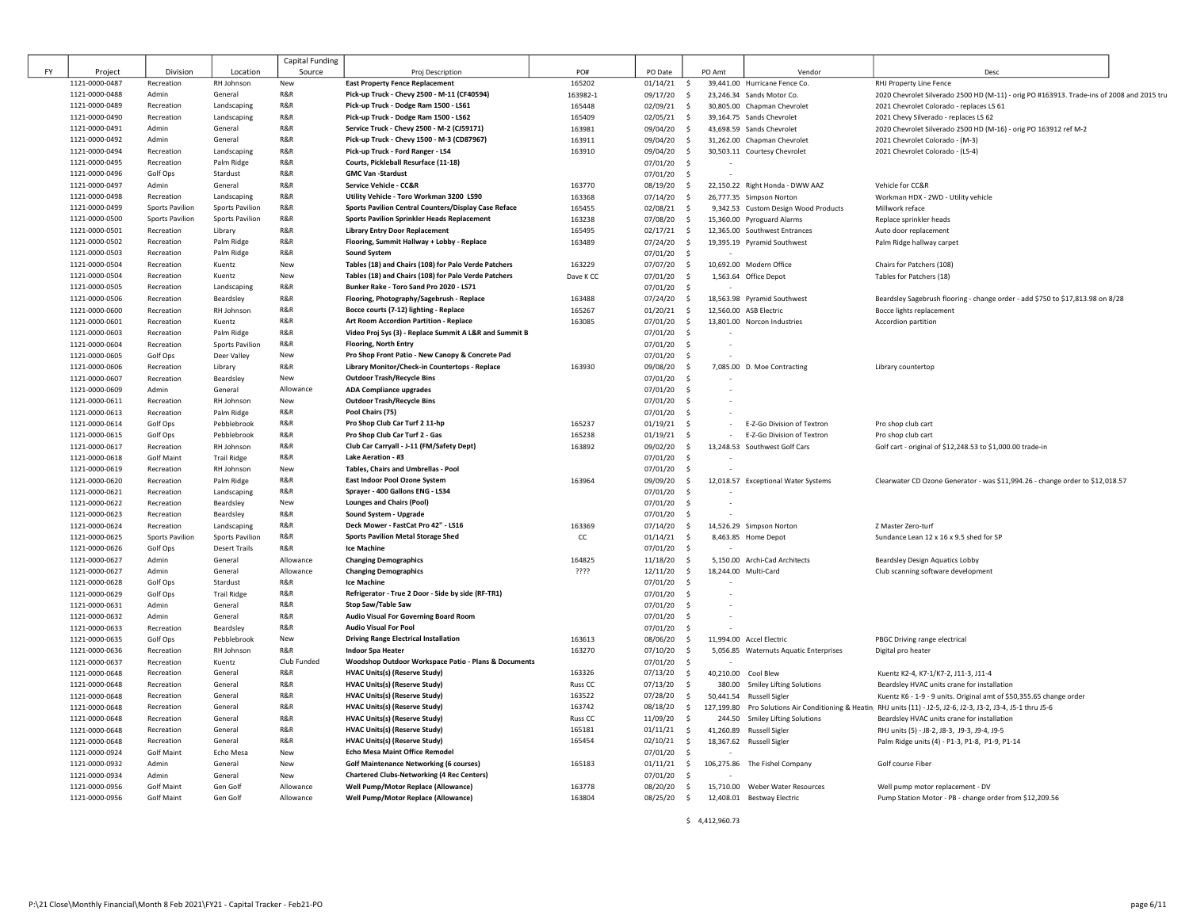| FY | Project | Division | Location | Capital Funding Source | Proj Description | PO# | PO Date | PO Amt | Vendor | Desc |
|---|---|---|---|---|---|---|---|---|---|---|
| | 1121-0000-0487 | Recreation | RH Johnson | New | **East Property Fence Replacement** | 165202 | 01/14/21 | $ 39,441.00 | Hurricane Fence Co. | RHJ Property Line Fence |
| | 1121-0000-0488 | Admin | General | R&R | **Pick-up Truck - Chevy 2500 - M-11 (CF40594)** | 163982-1 | 09/17/20 | $ 23,246.34 | Sands Motor Co. | 2020 Chevrolet Silverado 2500 HD (M-11) - orig PO #163913. Trade-ins of 2008 and 2015 tru |
| | 1121-0000-0489 | Recreation | Landscaping | R&R | **Pick-up Truck - Dodge Ram 1500 - LS61** | 165448 | 02/09/21 | $ 30,805.00 | Chapman Chevrolet | 2021 Chevrolet Colorado - replaces LS 61 |
| | 1121-0000-0490 | Recreation | Landscaping | R&R | **Pick-up Truck - Dodge Ram 1500 - LS62** | 165409 | 02/05/21 | $ 39,164.75 | Sands Chevrolet | 2021 Chevy Silverado - replaces LS 62 |
| | 1121-0000-0491 | Admin | General | R&R | **Service Truck - Chevy 2500 - M-2 (CJ59171)** | 163981 | 09/04/20 | $ 43,698.59 | Sands Chevrolet | 2020 Chevrolet Silverado 2500 HD (M-16) - orig PO 163912 ref M-2 |
| | 1121-0000-0492 | Admin | General | R&R | **Pick-up Truck - Chevy 1500 - M-3 (CD87967)** | 163911 | 09/04/20 | $ 31,262.00 | Chapman Chevrolet | 2021 Chevrolet Colorado - (M-3) |
| | 1121-0000-0494 | Recreation | Landscaping | R&R | **Pick-up Truck - Ford Ranger - LS4** | 163910 | 09/04/20 | $ 30,503.11 | Courtesy Chevrolet | 2021 Chevrolet Colorado - (LS-4) |
| | 1121-0000-0495 | Recreation | Palm Ridge | R&R | **Courts, Pickleball Resurface (11-18)** | | 07/01/20 | $ - | | |
| | 1121-0000-0496 | Golf Ops | Stardust | R&R | **GMC Van -Stardust** | | 07/01/20 | $ - | | |
| | 1121-0000-0497 | Admin | General | R&R | **Service Vehicle - CC&R** | 163770 | 08/19/20 | $ 22,150.22 | Right Honda - DWW AAZ | Vehicle for CC&R |
| | 1121-0000-0498 | Recreation | Landscaping | R&R | **Utility Vehicle - Toro Workman 3200 LS90** | 163368 | 07/14/20 | $ 26,777.35 | Simpson Norton | Workman HDX - 2WD - Utility vehicle |
| | 1121-0000-0499 | Sports Pavilion | Sports Pavilion | R&R | **Sports Pavilion Central Counters/Display Case Reface** | 165455 | 02/08/21 | $ 9,342.53 | Custom Design Wood Products | Millwork reface |
| | 1121-0000-0500 | Sports Pavilion | Sports Pavilion | R&R | **Sports Pavilion Sprinkler Heads Replacement** | 163238 | 07/08/20 | $ 15,360.00 | Pyroguard Alarms | Replace sprinkler heads |
| | 1121-0000-0501 | Recreation | Library | R&R | **Library Entry Door Replacement** | 165495 | 02/17/21 | $ 12,365.00 | Southwest Entrances | Auto door replacement |
| | 1121-0000-0502 | Recreation | Palm Ridge | R&R | **Flooring, Summit Hallway + Lobby - Replace** | 163489 | 07/24/20 | $ 19,395.19 | Pyramid Southwest | Palm Ridge hallway carpet |
| | 1121-0000-0503 | Recreation | Palm Ridge | R&R | **Sound System** | | 07/01/20 | $ - | | |
| | 1121-0000-0504 | Recreation | Kuentz | New | **Tables (18) and Chairs (108) for Palo Verde Patchers** | 163229 | 07/07/20 | $ 10,692.00 | Modern Office | Chairs for Patchers (108) |
| | 1121-0000-0504 | Recreation | Kuentz | New | **Tables (18) and Chairs (108) for Palo Verde Patchers** | Dave K CC | 07/01/20 | $ 1,563.64 | Office Depot | Tables for Patchers (18) |
| | 1121-0000-0505 | Recreation | Landscaping | R&R | **Bunker Rake - Toro Sand Pro 2020 - LS71** | | 07/01/20 | $ - | | |
| | 1121-0000-0506 | Recreation | Beardsley | R&R | **Flooring, Photography/Sagebrush - Replace** | 163488 | 07/24/20 | $ 18,563.98 | Pyramid Southwest | Beardsley Sagebrush flooring - change order - add $750 to $17,813.98 on 8/28 |
| | 1121-0000-0600 | Recreation | RH Johnson | R&R | **Bocce courts (7-12) lighting - Replace** | 165267 | 01/20/21 | $ 12,560.00 | ASB Electric | Bocce lights replacement |
| | 1121-0000-0601 | Recreation | Kuentz | R&R | **Art Room Accordion Partition - Replace** | 163085 | 07/01/20 | $ 13,801.00 | Norcon Industries | Accordion partition |
| | 1121-0000-0603 | Recreation | Palm Ridge | R&R | **Video Proj Sys (3) - Replace Summit A L&R and Summit B** | | 07/01/20 | $ - | | |
| | 1121-0000-0604 | Recreation | Sports Pavilion | R&R | **Flooring, North Entry** | | 07/01/20 | $ - | | |
| | 1121-0000-0605 | Golf Ops | Deer Valley | New | **Pro Shop Front Patio - New Canopy & Concrete Pad** | | 07/01/20 | $ - | | |
| | 1121-0000-0606 | Recreation | Library | R&R | **Library Monitor/Check-in Countertops - Replace** | 163930 | 09/08/20 | $ 7,085.00 | D. Moe Contracting | Library countertop |
| | 1121-0000-0607 | Recreation | Beardsley | New | **Outdoor Trash/Recycle Bins** | | 07/01/20 | $ - | | |
| | 1121-0000-0609 | Admin | General | Allowance | **ADA Compliance upgrades** | | 07/01/20 | $ - | | |
| | 1121-0000-0611 | Recreation | RH Johnson | New | **Outdoor Trash/Recycle Bins** | | 07/01/20 | $ - | | |
| | 1121-0000-0613 | Recreation | Palm Ridge | R&R | **Pool Chairs (75)** | | 07/01/20 | $ - | | |
| | 1121-0000-0614 | Golf Ops | Pebblebrook | R&R | **Pro Shop Club Car Turf 2 11-hp** | 165237 | 01/19/21 | $ - | E-Z-Go Division of Textron | Pro shop club cart |
| | 1121-0000-0615 | Golf Ops | Pebblebrook | R&R | **Pro Shop Club Car Turf 2 - Gas** | 165238 | 01/19/21 | $ - | E-Z-Go Division of Textron | Pro shop club cart |
| | 1121-0000-0617 | Recreation | RH Johnson | R&R | **Club Car Carryall - J-11 (FM/Safety Dept)** | 163892 | 09/02/20 | $ 13,248.53 | Southwest Golf Cars | Golf cart - original of $12,248.53 to $1,000.00 trade-in |
| | 1121-0000-0618 | Golf Maint | Trail Ridge | R&R | **Lake Aeration - #3** | | 07/01/20 | $ - | | |
| | 1121-0000-0619 | Recreation | RH Johnson | New | **Tables, Chairs and Umbrellas - Pool** | | 07/01/20 | $ - | | |
| | 1121-0000-0620 | Recreation | Palm Ridge | R&R | **East Indoor Pool Ozone System** | 163964 | 09/09/20 | $ 12,018.57 | Exceptional Water Systems | Clearwater CD Ozone Generator - was $11,994.26 - change order to $12,018.57 |
| | 1121-0000-0621 | Recreation | Landscaping | R&R | **Sprayer - 400 Gallons ENG - LS34** | | 07/01/20 | $ - | | |
| | 1121-0000-0622 | Recreation | Beardsley | New | **Lounges and Chairs (Pool)** | | 07/01/20 | $ - | | |
| | 1121-0000-0623 | Recreation | Beardsley | R&R | **Sound System - Upgrade** | | 07/01/20 | $ - | | |
| | 1121-0000-0624 | Recreation | Landscaping | R&R | **Deck Mower - FastCat Pro 42" - LS16** | 163369 | 07/14/20 | $ 14,526.29 | Simpson Norton | Z Master Zero-turf |
| | 1121-0000-0625 | Sports Pavilion | Sports Pavilion | R&R | **Sports Pavilion Metal Storage Shed** | CC | 01/14/21 | $ 8,463.85 | Home Depot | Sundance Lean 12 x 16 x 9.5 shed for SP |
| | 1121-0000-0626 | Golf Ops | Desert Trails | R&R | **Ice Machine** | | 07/01/20 | $ - | | |
| | 1121-0000-0627 | Admin | General | Allowance | **Changing Demographics** | 164825 | 11/18/20 | $ 5,150.00 | Archi-Cad Architects | Beardsley Design Aquatics Lobby |
| | 1121-0000-0627 | Admin | General | Allowance | **Changing Demographics** | ???? | 12/11/20 | $ 18,244.00 | Multi-Card | Club scanning software development |
| | 1121-0000-0628 | Golf Ops | Stardust | R&R | **Ice Machine** | | 07/01/20 | $ - | | |
| | 1121-0000-0629 | Golf Ops | Trail Ridge | R&R | **Refrigerator - True 2 Door - Side by side (RF-TR1)** | | 07/01/20 | $ - | | |
| | 1121-0000-0631 | Admin | General | R&R | **Stop Saw/Table Saw** | | 07/01/20 | $ - | | |
| | 1121-0000-0632 | Admin | General | R&R | **Audio Visual For Governing Board Room** | | 07/01/20 | $ - | | |
| | 1121-0000-0633 | Recreation | Beardsley | R&R | **Audio Visual For Pool** | | 07/01/20 | $ - | | |
| | 1121-0000-0635 | Golf Ops | Pebblebrook | New | **Driving Range Electrical Installation** | 163613 | 08/06/20 | $ 11,994.00 | Accel Electric | PBGC Driving range electrical |
| | 1121-0000-0636 | Recreation | RH Johnson | R&R | **Indoor Spa Heater** | 163270 | 07/10/20 | $ 5,056.85 | Waternuts Aquatic Enterprises | Digital pro heater |
| | 1121-0000-0637 | Recreation | Kuentz | Club Funded | **Woodshop Outdoor Workspace Patio - Plans & Documents** | | 07/01/20 | $ - | | |
| | 1121-0000-0648 | Recreation | General | R&R | **HVAC Units(s) (Reserve Study)** | 163326 | 07/13/20 | $ 40,210.00 | Cool Blew | Kuentz K2-4, K7-1/K7-2, J11-3, J11-4 |
| | 1121-0000-0648 | Recreation | General | R&R | **HVAC Units(s) (Reserve Study)** | Russ CC | 07/13/20 | $ 380.00 | Smiley Lifting Solutions | Beardsley HVAC units crane for installation |
| | 1121-0000-0648 | Recreation | General | R&R | **HVAC Units(s) (Reserve Study)** | 163522 | 07/28/20 | $ 50,441.54 | Russell Sigler | Kuentz K6 - 1-9 - 9 units. Original amt of $50,355.65 change order |
| | 1121-0000-0648 | Recreation | General | R&R | **HVAC Units(s) (Reserve Study)** | 163742 | 08/18/20 | $ 127,199.80 | Pro Solutions Air Conditioning & Heatin | RHJ units (11) - J2-5, J2-6, J2-3, J3-2, J3-4, J5-1 thru J5-6 |
| | 1121-0000-0648 | Recreation | General | R&R | **HVAC Units(s) (Reserve Study)** | Russ CC | 11/09/20 | $ 244.50 | Smiley Lifting Solutions | Beardsley HVAC units crane for installation |
| | 1121-0000-0648 | Recreation | General | R&R | **HVAC Units(s) (Reserve Study)** | 165181 | 01/11/21 | $ 41,260.89 | Russell Sigler | RHJ units (5) - J8-2, J8-3, J9-3, J9-4, J9-5 |
| | 1121-0000-0648 | Recreation | General | R&R | **HVAC Units(s) (Reserve Study)** | 165454 | 02/10/21 | $ 18,367.62 | Russell Sigler | Palm Ridge units (4) - P1-3, P1-8, P1-9, P1-14 |
| | 1121-0000-0924 | Golf Maint | Echo Mesa | New | **Echo Mesa Maint Office Remodel** | | 07/01/20 | $ - | | |
| | 1121-0000-0932 | Admin | General | New | **Golf Maintenance Networking (6 courses)** | 165183 | 01/11/21 | $ 106,275.86 | The Fishel Company | Golf course Fiber |
| | 1121-0000-0934 | Admin | General | New | **Chartered Clubs-Networking (4 Rec Centers)** | | 07/01/20 | $ - | | |
| | 1121-0000-0956 | Golf Maint | Gen Golf | Allowance | **Well Pump/Motor Replace (Allowance)** | 163778 | 08/20/20 | $ 15,710.00 | Weber Water Resources | Well pump motor replacement - DV |
| | 1121-0000-0956 | Golf Maint | Gen Golf | Allowance | **Well Pump/Motor Replace (Allowance)** | 163804 | 08/25/20 | $ 12,408.01 | Bestway Electric | Pump Station Motor - PB - change order from $12,209.56 |
| | | | | | | | | $ 4,412,960.73 | | |

P:\21 Close\Monthly Financial\Month 8 Feb 2021\FY21 - Capital Tracker - Feb21-PO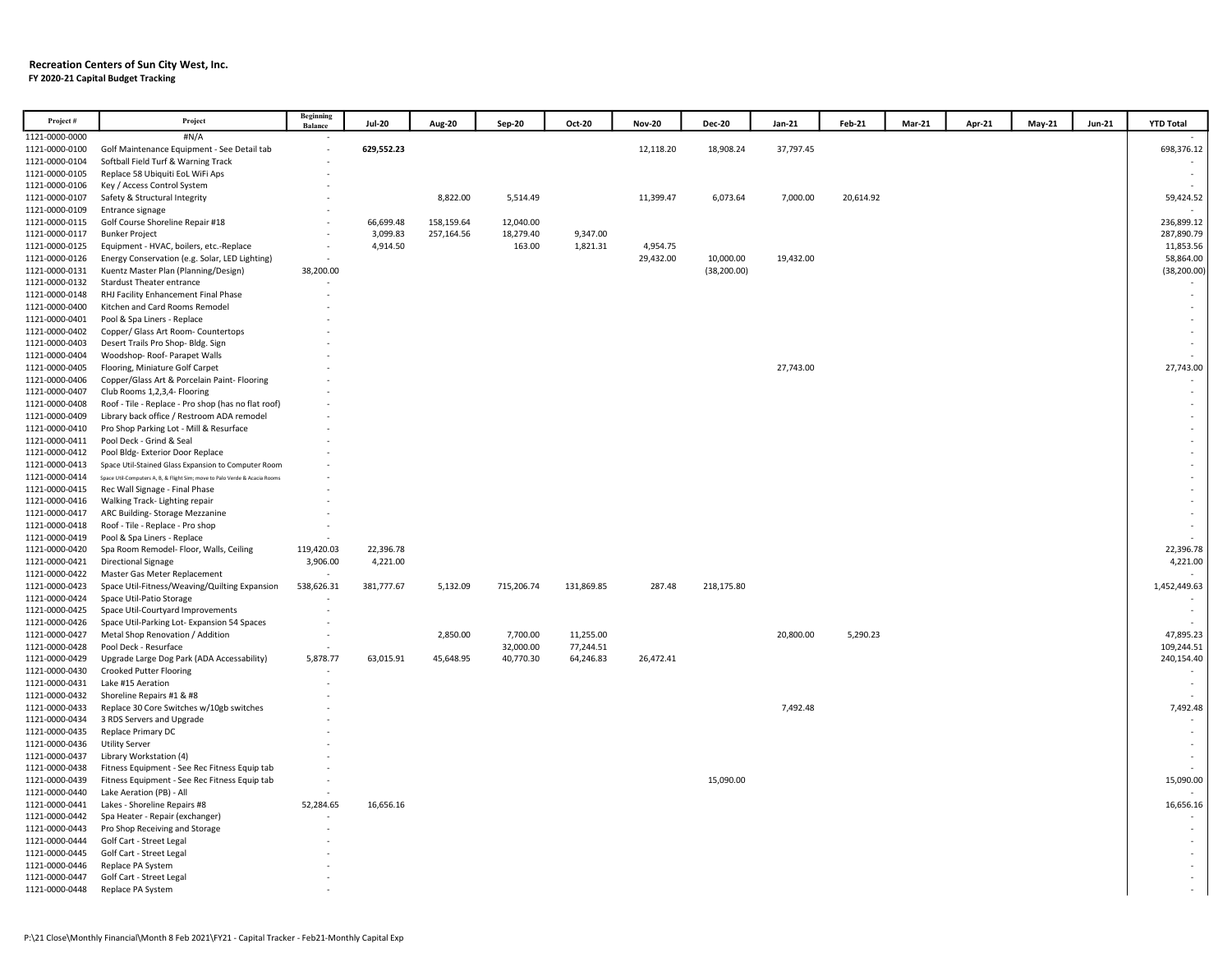**Recreation Centers of Sun City West, Inc.**

**FY 2020-21 Capital Budget Tracking**

| Project # | Project | Beginning Balance | Jul-20 | Aug-20 | Sep-20 | Oct-20 | Nov-20 | Dec-20 | Jan-21 | Feb-21 | Mar-21 | Apr-21 | May-21 | Jun-21 | YTD Total |
|---|---|---|---|---|---|---|---|---|---|---|---|---|---|---|---|
| 1121-0000-0000 | #N/A | - | | | | | | | | | | | | | - |
| 1121-0000-0100 | Golf Maintenance Equipment - See Detail tab | - | **629,552.23** | | | | 12,118.20 | 18,908.24 | 37,797.45 | | | | | | 698,376.12 |
| 1121-0000-0104 | Softball Field Turf & Warning Track | - | | | | | | | | | | | | | - |
| 1121-0000-0105 | Replace 58 Ubiquiti EoL WiFi Aps | - | | | | | | | | | | | | | - |
| 1121-0000-0106 | Key / Access Control System | - | | | | | | | | | | | | | - |
| 1121-0000-0107 | Safety & Structural Integrity | - | | 8,822.00 | 5,514.49 | | 11,399.47 | 6,073.64 | 7,000.00 | 20,614.92 | | | | | 59,424.52 |
| 1121-0000-0109 | Entrance signage | - | | | | | | | | | | | | | - |
| 1121-0000-0115 | Golf Course Shoreline Repair #18 | - | 66,699.48 | 158,159.64 | 12,040.00 | | | | | | | | | | 236,899.12 |
| 1121-0000-0117 | Bunker Project | - | 3,099.83 | 257,164.56 | 18,279.40 | 9,347.00 | | | | | | | | | 287,890.79 |
| 1121-0000-0125 | Equipment - HVAC, boilers, etc.-Replace | - | 4,914.50 | | 163.00 | 1,821.31 | 4,954.75 | | | | | | | | 11,853.56 |
| 1121-0000-0126 | Energy Conservation (e.g. Solar, LED Lighting) | - | | | | | 29,432.00 | 10,000.00 | 19,432.00 | | | | | | 58,864.00 |
| 1121-0000-0131 | Kuentz Master Plan (Planning/Design) | 38,200.00 | | | | | | (38,200.00) | | | | | | | (38,200.00) |
| 1121-0000-0132 | Stardust Theater entrance | - | | | | | | | | | | | | | - |
| 1121-0000-0148 | RHJ Facility Enhancement Final Phase | - | | | | | | | | | | | | | - |
| 1121-0000-0400 | Kitchen and Card Rooms Remodel | - | | | | | | | | | | | | | - |
| 1121-0000-0401 | Pool & Spa Liners - Replace | - | | | | | | | | | | | | | - |
| 1121-0000-0402 | Copper/ Glass Art Room- Countertops | - | | | | | | | | | | | | | - |
| 1121-0000-0403 | Desert Trails Pro Shop- Bldg. Sign | - | | | | | | | | | | | | | - |
| 1121-0000-0404 | Woodshop- Roof- Parapet Walls | - | | | | | | | | | | | | | - |
| 1121-0000-0405 | Flooring, Miniature Golf Carpet | - | | | | | | | 27,743.00 | | | | | | 27,743.00 |
| 1121-0000-0406 | Copper/Glass Art & Porcelain Paint- Flooring | - | | | | | | | | | | | | | - |
| 1121-0000-0407 | Club Rooms 1,2,3,4- Flooring | - | | | | | | | | | | | | | - |
| 1121-0000-0408 | Roof - Tile - Replace - Pro shop (has no flat roof) | - | | | | | | | | | | | | | - |
| 1121-0000-0409 | Library back office / Restroom ADA remodel | - | | | | | | | | | | | | | - |
| 1121-0000-0410 | Pro Shop Parking Lot - Mill & Resurface | - | | | | | | | | | | | | | - |
| 1121-0000-0411 | Pool Deck - Grind & Seal | - | | | | | | | | | | | | | - |
| 1121-0000-0412 | Pool Bldg- Exterior Door Replace | - | | | | | | | | | | | | | - |
| 1121-0000-0413 | Space Util-Stained Glass Expansion to Computer Room | - | | | | | | | | | | | | | - |
| 1121-0000-0414 | Space Util-Computers A, B, & Flight Sim; move to Palo Verde & Acacia Rooms | - | | | | | | | | | | | | | - |
| 1121-0000-0415 | Rec Wall Signage - Final Phase | - | | | | | | | | | | | | | - |
| 1121-0000-0416 | Walking Track- Lighting repair | - | | | | | | | | | | | | | - |
| 1121-0000-0417 | ARC Building- Storage Mezzanine | - | | | | | | | | | | | | | - |
| 1121-0000-0418 | Roof - Tile - Replace - Pro shop | - | | | | | | | | | | | | | - |
| 1121-0000-0419 | Pool & Spa Liners - Replace | - | | | | | | | | | | | | | - |
| 1121-0000-0420 | Spa Room Remodel- Floor, Walls, Ceiling | 119,420.03 | 22,396.78 | | | | | | | | | | | | 22,396.78 |
| 1121-0000-0421 | Directional Signage | 3,906.00 | 4,221.00 | | | | | | | | | | | | 4,221.00 |
| 1121-0000-0422 | Master Gas Meter Replacement | - | | | | | | | | | | | | | - |
| 1121-0000-0423 | Space Util-Fitness/Weaving/Quilting Expansion | 538,626.31 | 381,777.67 | 5,132.09 | 715,206.74 | 131,869.85 | 287.48 | 218,175.80 | | | | | | | 1,452,449.63 |
| 1121-0000-0424 | Space Util-Patio Storage | - | | | | | | | | | | | | | - |
| 1121-0000-0425 | Space Util-Courtyard Improvements | - | | | | | | | | | | | | | - |
| 1121-0000-0426 | Space Util-Parking Lot- Expansion 54 Spaces | - | | | | | | | | | | | | | - |
| 1121-0000-0427 | Metal Shop Renovation / Addition | - | | 2,850.00 | 7,700.00 | 11,255.00 | | | 20,800.00 | 5,290.23 | | | | | 47,895.23 |
| 1121-0000-0428 | Pool Deck - Resurface | - | | | 32,000.00 | 77,244.51 | | | | | | | | | 109,244.51 |
| 1121-0000-0429 | Upgrade Large Dog Park (ADA Accessability) | 5,878.77 | 63,015.91 | 45,648.95 | 40,770.30 | 64,246.83 | 26,472.41 | | | | | | | | 240,154.40 |
| 1121-0000-0430 | Crooked Putter Flooring | - | | | | | | | | | | | | | - |
| 1121-0000-0431 | Lake #15 Aeration | - | | | | | | | | | | | | | - |
| 1121-0000-0432 | Shoreline Repairs #1 & #8 | - | | | | | | | | | | | | | - |
| 1121-0000-0433 | Replace 30 Core Switches w/10gb switches | - | | | | | | | 7,492.48 | | | | | | 7,492.48 |
| 1121-0000-0434 | 3 RDS Servers and Upgrade | - | | | | | | | | | | | | | - |
| 1121-0000-0435 | Replace Primary DC | - | | | | | | | | | | | | | - |
| 1121-0000-0436 | Utility Server | - | | | | | | | | | | | | | - |
| 1121-0000-0437 | Library Workstation (4) | - | | | | | | | | | | | | | - |
| 1121-0000-0438 | Fitness Equipment - See Rec Fitness Equip tab | - | | | | | | | | | | | | | - |
| 1121-0000-0439 | Fitness Equipment - See Rec Fitness Equip tab | - | | | | | | 15,090.00 | | | | | | | 15,090.00 |
| 1121-0000-0440 | Lake Aeration (PB) - All | - | | | | | | | | | | | | | - |
| 1121-0000-0441 | Lakes - Shoreline Repairs #8 | 52,284.65 | 16,656.16 | | | | | | | | | | | | 16,656.16 |
| 1121-0000-0442 | Spa Heater - Repair (exchanger) | - | | | | | | | | | | | | | - |
| 1121-0000-0443 | Pro Shop Receiving and Storage | - | | | | | | | | | | | | | - |
| 1121-0000-0444 | Golf Cart - Street Legal | - | | | | | | | | | | | | | - |
| 1121-0000-0445 | Golf Cart - Street Legal | - | | | | | | | | | | | | | - |
| 1121-0000-0446 | Replace PA System | - | | | | | | | | | | | | | - |
| 1121-0000-0447 | Golf Cart - Street Legal | - | | | | | | | | | | | | | - |
| 1121-0000-0448 | Replace PA System | - | | | | | | | | | | | | | - |

P:\21 Close\Monthly Financial\Month 8 Feb 2021\FY21 - Capital Tracker - Feb21-Monthly Capital Exp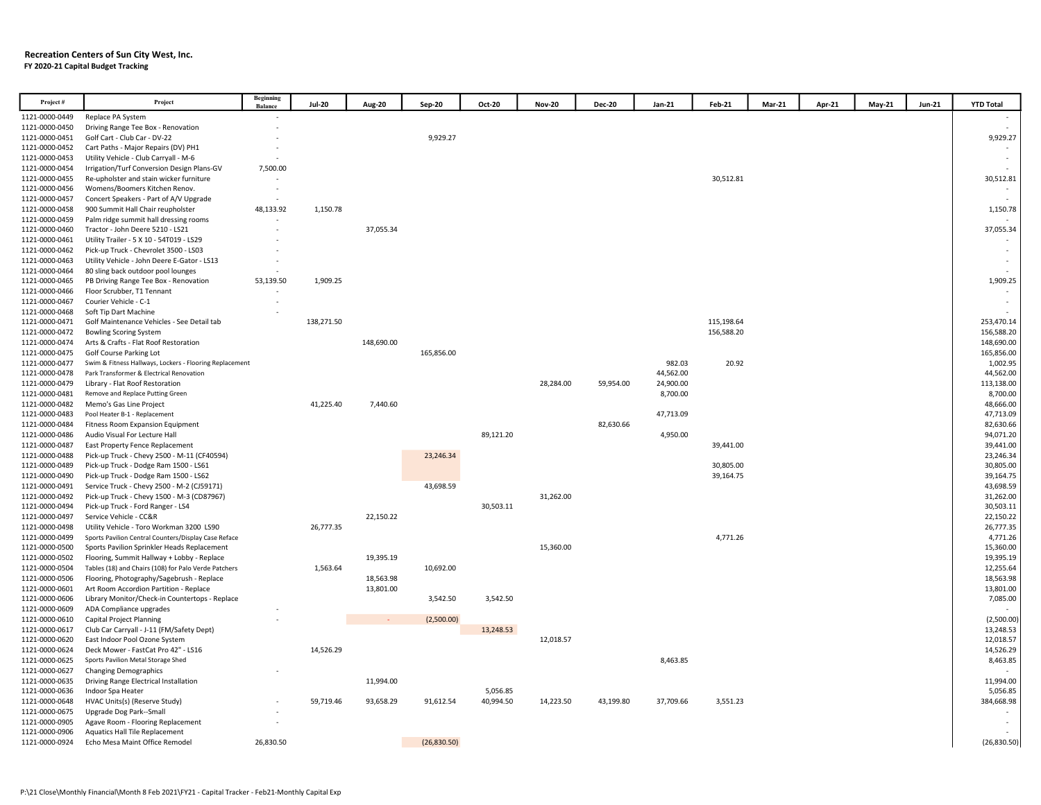**Recreation Centers of Sun City West, Inc.**
**FY 2020-21 Capital Budget Tracking**

| Project # | Project | Beginning Balance | Jul-20 | Aug-20 | Sep-20 | Oct-20 | Nov-20 | Dec-20 | Jan-21 | Feb-21 | Mar-21 | Apr-21 | May-21 | Jun-21 | YTD Total |
|---|---|---|---|---|---|---|---|---|---|---|---|---|---|---|---|
| 1121-0000-0449 | Replace PA System | - | | | | | | | | | | | | | - |
| 1121-0000-0450 | Driving Range Tee Box - Renovation | - | | | | | | | | | | | | | - |
| 1121-0000-0451 | Golf Cart - Club Car - DV-22 | - | | | 9,929.27 | | | | | | | | | | 9,929.27 |
| 1121-0000-0452 | Cart Paths - Major Repairs (DV) PH1 | - | | | | | | | | | | | | | - |
| 1121-0000-0453 | Utility Vehicle - Club Carryall - M-6 | - | | | | | | | | | | | | | - |
| 1121-0000-0454 | Irrigation/Turf Conversion Design Plans-GV | 7,500.00 | | | | | | | | | | | | | - |
| 1121-0000-0455 | Re-upholster and stain wicker furniture | - | | | | | | | | 30,512.81 | | | | | 30,512.81 |
| 1121-0000-0456 | Womens/Boomers Kitchen Renov. | - | | | | | | | | | | | | | - |
| 1121-0000-0457 | Concert Speakers - Part of A/V Upgrade | - | | | | | | | | | | | | | - |
| 1121-0000-0458 | 900 Summit Hall Chair reupholster | 48,133.92 | 1,150.78 | | | | | | | | | | | | 1,150.78 |
| 1121-0000-0459 | Palm ridge summit hall dressing rooms | - | | | | | | | | | | | | | - |
| 1121-0000-0460 | Tractor - John Deere 5210 - LS21 | - | | 37,055.34 | | | | | | | | | | | 37,055.34 |
| 1121-0000-0461 | Utility Trailer - 5 X 10 - 54T019 - LS29 | - | | | | | | | | | | | | | - |
| 1121-0000-0462 | Pick-up Truck - Chevrolet 3500 - LS03 | - | | | | | | | | | | | | | - |
| 1121-0000-0463 | Utility Vehicle - John Deere E-Gator - LS13 | - | | | | | | | | | | | | | - |
| 1121-0000-0464 | 80 sling back outdoor pool lounges | - | | | | | | | | | | | | | - |
| 1121-0000-0465 | PB Driving Range Tee Box - Renovation | 53,139.50 | 1,909.25 | | | | | | | | | | | | 1,909.25 |
| 1121-0000-0466 | Floor Scrubber, T1 Tennant | - | | | | | | | | | | | | | - |
| 1121-0000-0467 | Courier Vehicle - C-1 | - | | | | | | | | | | | | | - |
| 1121-0000-0468 | Soft Tip Dart Machine | - | | | | | | | | | | | | | - |
| 1121-0000-0471 | Golf Maintenance Vehicles - See Detail tab | | 138,271.50 | | | | | | | 115,198.64 | | | | | 253,470.14 |
| 1121-0000-0472 | Bowling Scoring System | | | | | | | | | 156,588.20 | | | | | 156,588.20 |
| 1121-0000-0474 | Arts & Crafts - Flat Roof Restoration | | | 148,690.00 | | | | | | | | | | | 148,690.00 |
| 1121-0000-0475 | Golf Course Parking Lot | | | | 165,856.00 | | | | | | | | | | 165,856.00 |
| 1121-0000-0477 | Swim & Fitness Hallways, Lockers - Flooring Replacement | | | | | | | | 982.03 | 20.92 | | | | | 1,002.95 |
| 1121-0000-0478 | Park Transformer & Electrical Renovation | | | | | | | | 44,562.00 | | | | | | 44,562.00 |
| 1121-0000-0479 | Library - Flat Roof Restoration | | | | | | 28,284.00 | 59,954.00 | 24,900.00 | | | | | | 113,138.00 |
| 1121-0000-0481 | Remove and Replace Putting Green | | | | | | | | 8,700.00 | | | | | | 8,700.00 |
| 1121-0000-0482 | Memo's Gas Line Project | | 41,225.40 | 7,440.60 | | | | | | | | | | | 48,666.00 |
| 1121-0000-0483 | Pool Heater B-1 - Replacement | | | | | | | | 47,713.09 | | | | | | 47,713.09 |
| 1121-0000-0484 | Fitness Room Expansion Equipment | | | | | | | 82,630.66 | | | | | | | 82,630.66 |
| 1121-0000-0486 | Audio Visual For Lecture Hall | | | | | 89,121.20 | | | 4,950.00 | | | | | | 94,071.20 |
| 1121-0000-0487 | East Property Fence Replacement | | | | | | | | | 39,441.00 | | | | | 39,441.00 |
| 1121-0000-0488 | Pick-up Truck - Chevy 2500 - M-11 (CF40594) | | | | 23,246.34 | | | | | | | | | | 23,246.34 |
| 1121-0000-0489 | Pick-up Truck - Dodge Ram 1500 - LS61 | | | | | | | | | 30,805.00 | | | | | 30,805.00 |
| 1121-0000-0490 | Pick-up Truck - Dodge Ram 1500 - LS62 | | | | | | | | | 39,164.75 | | | | | 39,164.75 |
| 1121-0000-0491 | Service Truck - Chevy 2500 - M-2 (CJ59171) | | | | 43,698.59 | | | | | | | | | | 43,698.59 |
| 1121-0000-0492 | Pick-up Truck - Chevy 1500 - M-3 (CD87967) | | | | | | 31,262.00 | | | | | | | | 31,262.00 |
| 1121-0000-0494 | Pick-up Truck - Ford Ranger - LS4 | | | | | 30,503.11 | | | | | | | | | 30,503.11 |
| 1121-0000-0497 | Service Vehicle - CC&R | | | 22,150.22 | | | | | | | | | | | 22,150.22 |
| 1121-0000-0498 | Utility Vehicle - Toro Workman 3200 LS90 | | 26,777.35 | | | | | | | | | | | | 26,777.35 |
| 1121-0000-0499 | Sports Pavilion Central Counters/Display Case Reface | | | | | | | | | 4,771.26 | | | | | 4,771.26 |
| 1121-0000-0500 | Sports Pavilion Sprinkler Heads Replacement | | | | | | 15,360.00 | | | | | | | | 15,360.00 |
| 1121-0000-0502 | Flooring, Summit Hallway + Lobby - Replace | | | 19,395.19 | | | | | | | | | | | 19,395.19 |
| 1121-0000-0504 | Tables (18) and Chairs (108) for Palo Verde Patchers | | 1,563.64 | | 10,692.00 | | | | | | | | | | 12,255.64 |
| 1121-0000-0506 | Flooring, Photography/Sagebrush - Replace | | | 18,563.98 | | | | | | | | | | | 18,563.98 |
| 1121-0000-0601 | Art Room Accordion Partition - Replace | | | 13,801.00 | | | | | | | | | | | 13,801.00 |
| 1121-0000-0606 | Library Monitor/Check-in Countertops - Replace | | | | 3,542.50 | 3,542.50 | | | | | | | | | 7,085.00 |
| 1121-0000-0609 | ADA Compliance upgrades | - | | | | | | | | | | | | | - |
| 1121-0000-0610 | Capital Project Planning | - | | - | (2,500.00) | | | | | | | | | | (2,500.00) |
| 1121-0000-0617 | Club Car Carryall - J-11 (FM/Safety Dept) | | | | | 13,248.53 | | | | | | | | | 13,248.53 |
| 1121-0000-0620 | East Indoor Pool Ozone System | | | | | | 12,018.57 | | | | | | | | 12,018.57 |
| 1121-0000-0624 | Deck Mower - FastCat Pro 42" - LS16 | | 14,526.29 | | | | | | | | | | | | 14,526.29 |
| 1121-0000-0625 | Sports Pavilion Metal Storage Shed | | | | | | | | 8,463.85 | | | | | | 8,463.85 |
| 1121-0000-0627 | Changing Demographics | - | | | | | | | | | | | | | - |
| 1121-0000-0635 | Driving Range Electrical Installation | | | 11,994.00 | | | | | | | | | | | 11,994.00 |
| 1121-0000-0636 | Indoor Spa Heater | | | | | 5,056.85 | | | | | | | | | 5,056.85 |
| 1121-0000-0648 | HVAC Units(s) (Reserve Study) | - | 59,719.46 | 93,658.29 | 91,612.54 | 40,994.50 | 14,223.50 | 43,199.80 | 37,709.66 | 3,551.23 | | | | | 384,668.98 |
| 1121-0000-0675 | Upgrade Dog Park--Small | - | | | | | | | | | | | | | - |
| 1121-0000-0905 | Agave Room - Flooring Replacement | - | | | | | | | | | | | | | - |
| 1121-0000-0906 | Aquatics Hall Tile Replacement | | | | | | | | | | | | | | - |
| 1121-0000-0924 | Echo Mesa Maint Office Remodel | 26,830.50 | | | (26,830.50) | | | | | | | | | | (26,830.50) |

P:\21 Close\Monthly Financial\Month 8 Feb 2021\FY21 - Capital Tracker - Feb21-Monthly Capital Exp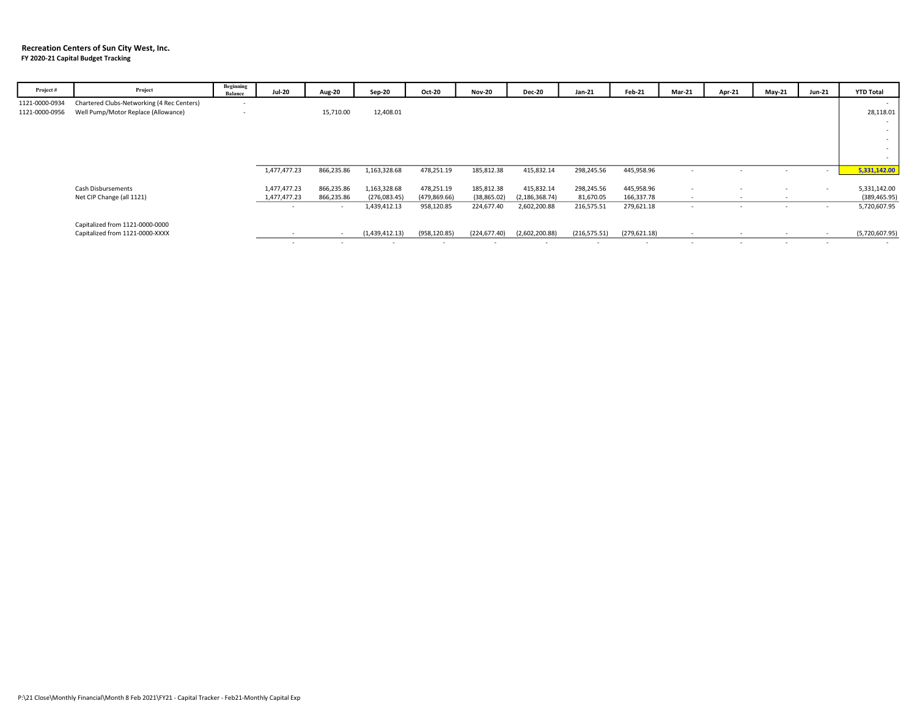**Recreation Centers of Sun City West, Inc.**
**FY 2020-21 Capital Budget Tracking**

| Project # | Project | Beginning Balance | Jul-20 | Aug-20 | Sep-20 | Oct-20 | Nov-20 | Dec-20 | Jan-21 | Feb-21 | Mar-21 | Apr-21 | May-21 | Jun-21 | YTD Total |
|---|---|---|---|---|---|---|---|---|---|---|---|---|---|---|---|
| 1121-0000-0934 | Chartered Clubs-Networking (4 Rec Centers) | - | | | | | | | | | | | | | - |
| 1121-0000-0956 | Well Pump/Motor Replace (Allowance) | - | | 15,710.00 | 12,408.01 | | | | | | | | | | 28,118.01 |
| | | | | | | | | | | | | | | | - |
| | | | | | | | | | | | | | | | - |
| | | | | | | | | | | | | | | | - |
| | | | | | | | | | | | | | | | - |
| | | | | | | | | | | | | | | | - |
| | | | 1,477,477.23 | 866,235.86 | 1,163,328.68 | 478,251.19 | 185,812.38 | 415,832.14 | 298,245.56 | 445,958.96 | - | - | - | - | **5,331,142.00** |
| | Cash Disbursements | | 1,477,477.23 | 866,235.86 | 1,163,328.68 | 478,251.19 | 185,812.38 | 415,832.14 | 298,245.56 | 445,958.96 | - | - | - | - | 5,331,142.00 |
| | Net CIP Change (all 1121) | | 1,477,477.23 | 866,235.86 | (276,083.45) | (479,869.66) | (38,865.02) | (2,186,368.74) | 81,670.05 | 166,337.78 | - | - | - | | (389,465.95) |
| | | | - | - | 1,439,412.13 | 958,120.85 | 224,677.40 | 2,602,200.88 | 216,575.51 | 279,621.18 | - | - | - | - | 5,720,607.95 |
| | Capitalized from 1121-0000-0000 | | | | | | | | | | | | | | |
| | Capitalized from 1121-0000-XXXX | | - | - | (1,439,412.13) | (958,120.85) | (224,677.40) | (2,602,200.88) | (216,575.51) | (279,621.18) | - | - | - | - | (5,720,607.95) |
| | | | - | - | - | - | - | - | - | - | - | - | - | - | - |

P:\21 Close\Monthly Financial\Month 8 Feb 2021\FY21 - Capital Tracker - Feb21-Monthly Capital Exp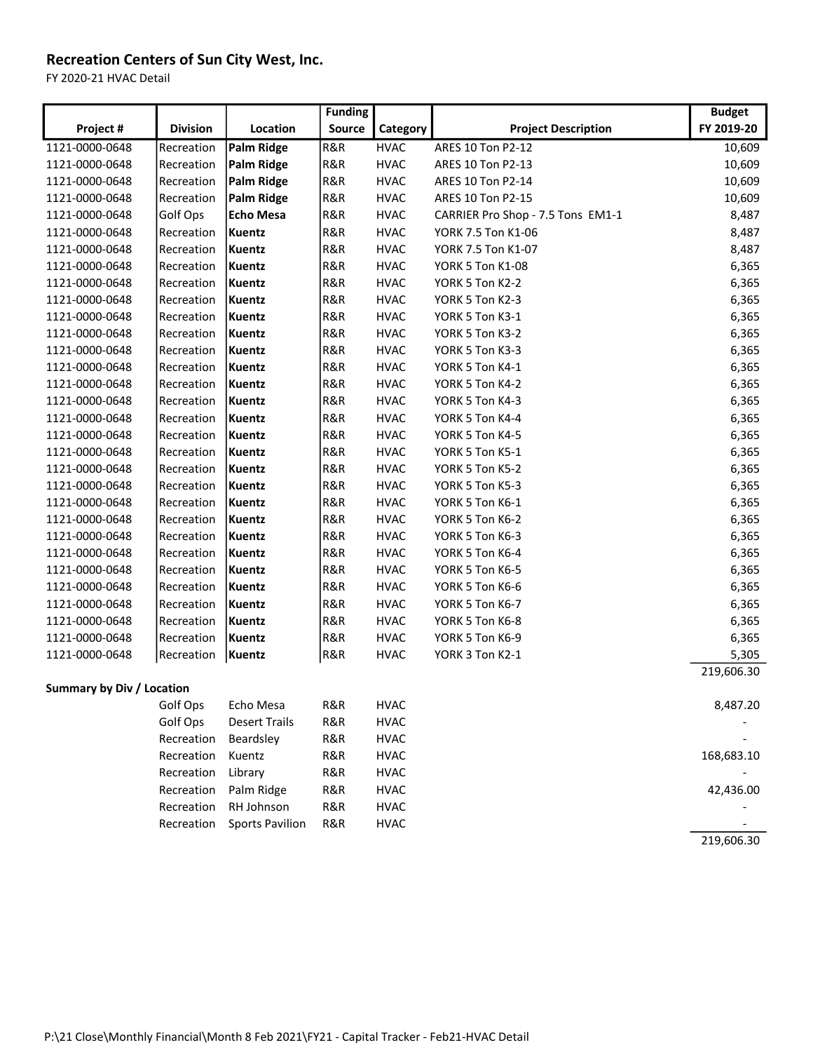## Recreation Centers of Sun City West, Inc.

FY 2020-21 HVAC Detail

| Project # | Division | Location | Funding Source | Category | Project Description | Budget FY 2019-20 |
|---|---|---|---|---|---|---|
| 1121-0000-0648 | Recreation | **Palm Ridge** | R&R | HVAC | ARES 10 Ton P2-12 | 10,609 |
| 1121-0000-0648 | Recreation | **Palm Ridge** | R&R | HVAC | ARES 10 Ton P2-13 | 10,609 |
| 1121-0000-0648 | Recreation | **Palm Ridge** | R&R | HVAC | ARES 10 Ton P2-14 | 10,609 |
| 1121-0000-0648 | Recreation | **Palm Ridge** | R&R | HVAC | ARES 10 Ton P2-15 | 10,609 |
| 1121-0000-0648 | Golf Ops | **Echo Mesa** | R&R | HVAC | CARRIER Pro Shop - 7.5 Tons EM1-1 | 8,487 |
| 1121-0000-0648 | Recreation | **Kuentz** | R&R | HVAC | YORK 7.5 Ton K1-06 | 8,487 |
| 1121-0000-0648 | Recreation | **Kuentz** | R&R | HVAC | YORK 7.5 Ton K1-07 | 8,487 |
| 1121-0000-0648 | Recreation | **Kuentz** | R&R | HVAC | YORK 5 Ton K1-08 | 6,365 |
| 1121-0000-0648 | Recreation | **Kuentz** | R&R | HVAC | YORK 5 Ton K2-2 | 6,365 |
| 1121-0000-0648 | Recreation | **Kuentz** | R&R | HVAC | YORK 5 Ton K2-3 | 6,365 |
| 1121-0000-0648 | Recreation | **Kuentz** | R&R | HVAC | YORK 5 Ton K3-1 | 6,365 |
| 1121-0000-0648 | Recreation | **Kuentz** | R&R | HVAC | YORK 5 Ton K3-2 | 6,365 |
| 1121-0000-0648 | Recreation | **Kuentz** | R&R | HVAC | YORK 5 Ton K3-3 | 6,365 |
| 1121-0000-0648 | Recreation | **Kuentz** | R&R | HVAC | YORK 5 Ton K4-1 | 6,365 |
| 1121-0000-0648 | Recreation | **Kuentz** | R&R | HVAC | YORK 5 Ton K4-2 | 6,365 |
| 1121-0000-0648 | Recreation | **Kuentz** | R&R | HVAC | YORK 5 Ton K4-3 | 6,365 |
| 1121-0000-0648 | Recreation | **Kuentz** | R&R | HVAC | YORK 5 Ton K4-4 | 6,365 |
| 1121-0000-0648 | Recreation | **Kuentz** | R&R | HVAC | YORK 5 Ton K4-5 | 6,365 |
| 1121-0000-0648 | Recreation | **Kuentz** | R&R | HVAC | YORK 5 Ton K5-1 | 6,365 |
| 1121-0000-0648 | Recreation | **Kuentz** | R&R | HVAC | YORK 5 Ton K5-2 | 6,365 |
| 1121-0000-0648 | Recreation | **Kuentz** | R&R | HVAC | YORK 5 Ton K5-3 | 6,365 |
| 1121-0000-0648 | Recreation | **Kuentz** | R&R | HVAC | YORK 5 Ton K6-1 | 6,365 |
| 1121-0000-0648 | Recreation | **Kuentz** | R&R | HVAC | YORK 5 Ton K6-2 | 6,365 |
| 1121-0000-0648 | Recreation | **Kuentz** | R&R | HVAC | YORK 5 Ton K6-3 | 6,365 |
| 1121-0000-0648 | Recreation | **Kuentz** | R&R | HVAC | YORK 5 Ton K6-4 | 6,365 |
| 1121-0000-0648 | Recreation | **Kuentz** | R&R | HVAC | YORK 5 Ton K6-5 | 6,365 |
| 1121-0000-0648 | Recreation | **Kuentz** | R&R | HVAC | YORK 5 Ton K6-6 | 6,365 |
| 1121-0000-0648 | Recreation | **Kuentz** | R&R | HVAC | YORK 5 Ton K6-7 | 6,365 |
| 1121-0000-0648 | Recreation | **Kuentz** | R&R | HVAC | YORK 5 Ton K6-8 | 6,365 |
| 1121-0000-0648 | Recreation | **Kuentz** | R&R | HVAC | YORK 5 Ton K6-9 | 6,365 |
| 1121-0000-0648 | Recreation | **Kuentz** | R&R | HVAC | YORK 3 Ton K2-1 | 5,305 |
| | | | | | | 219,606.30 |

**Summary by Div / Location**

| | Division | Location | Funding Source | Category | | Budget FY 2019-20 |
|---|---|---|---|---|---|---|
| | Golf Ops | Echo Mesa | R&R | HVAC | | 8,487.20 |
| | Golf Ops | Desert Trails | R&R | HVAC | | - |
| | Recreation | Beardsley | R&R | HVAC | | - |
| | Recreation | Kuentz | R&R | HVAC | | 168,683.10 |
| | Recreation | Library | R&R | HVAC | | - |
| | Recreation | Palm Ridge | R&R | HVAC | | 42,436.00 |
| | Recreation | RH Johnson | R&R | HVAC | | - |
| | Recreation | Sports Pavilion | R&R | HVAC | | - |
| | | | | | | 219,606.30 |

P:\21 Close\Monthly Financial\Month 8 Feb 2021\FY21 - Capital Tracker - Feb21-HVAC Detail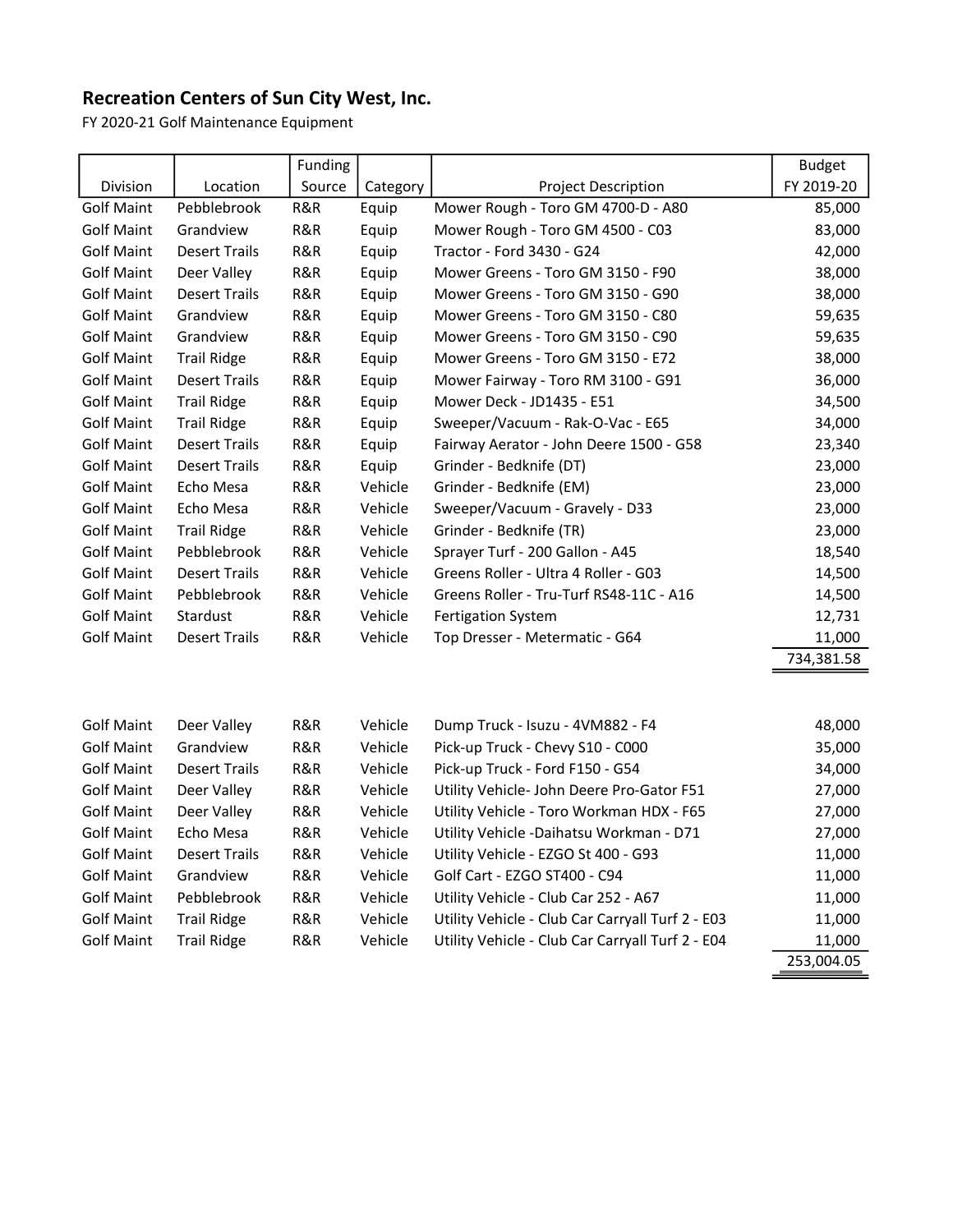**Recreation Centers of Sun City West, Inc.**

FY 2020-21 Golf Maintenance Equipment

| Division | Location | Funding Source | Category | Project Description | Budget FY 2019-20 |
|---|---|---|---|---|---|
| Golf Maint | Pebblebrook | R&R | Equip | Mower Rough - Toro GM 4700-D - A80 | 85,000 |
| Golf Maint | Grandview | R&R | Equip | Mower Rough - Toro GM 4500 - C03 | 83,000 |
| Golf Maint | Desert Trails | R&R | Equip | Tractor - Ford 3430 - G24 | 42,000 |
| Golf Maint | Deer Valley | R&R | Equip | Mower Greens - Toro GM 3150 - F90 | 38,000 |
| Golf Maint | Desert Trails | R&R | Equip | Mower Greens - Toro GM 3150 - G90 | 38,000 |
| Golf Maint | Grandview | R&R | Equip | Mower Greens - Toro GM 3150 - C80 | 59,635 |
| Golf Maint | Grandview | R&R | Equip | Mower Greens - Toro GM 3150 - C90 | 59,635 |
| Golf Maint | Trail Ridge | R&R | Equip | Mower Greens - Toro GM 3150 - E72 | 38,000 |
| Golf Maint | Desert Trails | R&R | Equip | Mower Fairway - Toro RM 3100 - G91 | 36,000 |
| Golf Maint | Trail Ridge | R&R | Equip | Mower Deck - JD1435 - E51 | 34,500 |
| Golf Maint | Trail Ridge | R&R | Equip | Sweeper/Vacuum - Rak-O-Vac - E65 | 34,000 |
| Golf Maint | Desert Trails | R&R | Equip | Fairway Aerator - John Deere 1500 - G58 | 23,340 |
| Golf Maint | Desert Trails | R&R | Equip | Grinder - Bedknife (DT) | 23,000 |
| Golf Maint | Echo Mesa | R&R | Vehicle | Grinder - Bedknife (EM) | 23,000 |
| Golf Maint | Echo Mesa | R&R | Vehicle | Sweeper/Vacuum - Gravely - D33 | 23,000 |
| Golf Maint | Trail Ridge | R&R | Vehicle | Grinder - Bedknife (TR) | 23,000 |
| Golf Maint | Pebblebrook | R&R | Vehicle | Sprayer Turf - 200 Gallon - A45 | 18,540 |
| Golf Maint | Desert Trails | R&R | Vehicle | Greens Roller - Ultra 4 Roller - G03 | 14,500 |
| Golf Maint | Pebblebrook | R&R | Vehicle | Greens Roller - Tru-Turf RS48-11C - A16 | 14,500 |
| Golf Maint | Stardust | R&R | Vehicle | Fertigation System | 12,731 |
| Golf Maint | Desert Trails | R&R | Vehicle | Top Dresser - Metermatic - G64 | 11,000 |
| | | | | | 734,381.58 |

| | | | | | |
|---|---|---|---|---|---|
| Golf Maint | Deer Valley | R&R | Vehicle | Dump Truck - Isuzu - 4VM882 - F4 | 48,000 |
| Golf Maint | Grandview | R&R | Vehicle | Pick-up Truck - Chevy S10 - C000 | 35,000 |
| Golf Maint | Desert Trails | R&R | Vehicle | Pick-up Truck - Ford F150 - G54 | 34,000 |
| Golf Maint | Deer Valley | R&R | Vehicle | Utility Vehicle- John Deere Pro-Gator F51 | 27,000 |
| Golf Maint | Deer Valley | R&R | Vehicle | Utility Vehicle - Toro Workman HDX - F65 | 27,000 |
| Golf Maint | Echo Mesa | R&R | Vehicle | Utility Vehicle -Daihatsu Workman - D71 | 27,000 |
| Golf Maint | Desert Trails | R&R | Vehicle | Utility Vehicle - EZGO St 400 - G93 | 11,000 |
| Golf Maint | Grandview | R&R | Vehicle | Golf Cart - EZGO ST400 - C94 | 11,000 |
| Golf Maint | Pebblebrook | R&R | Vehicle | Utility Vehicle - Club Car 252 - A67 | 11,000 |
| Golf Maint | Trail Ridge | R&R | Vehicle | Utility Vehicle - Club Car Carryall Turf 2 - E03 | 11,000 |
| Golf Maint | Trail Ridge | R&R | Vehicle | Utility Vehicle - Club Car Carryall Turf 2 - E04 | 11,000 |
| | | | | | 253,004.05 |